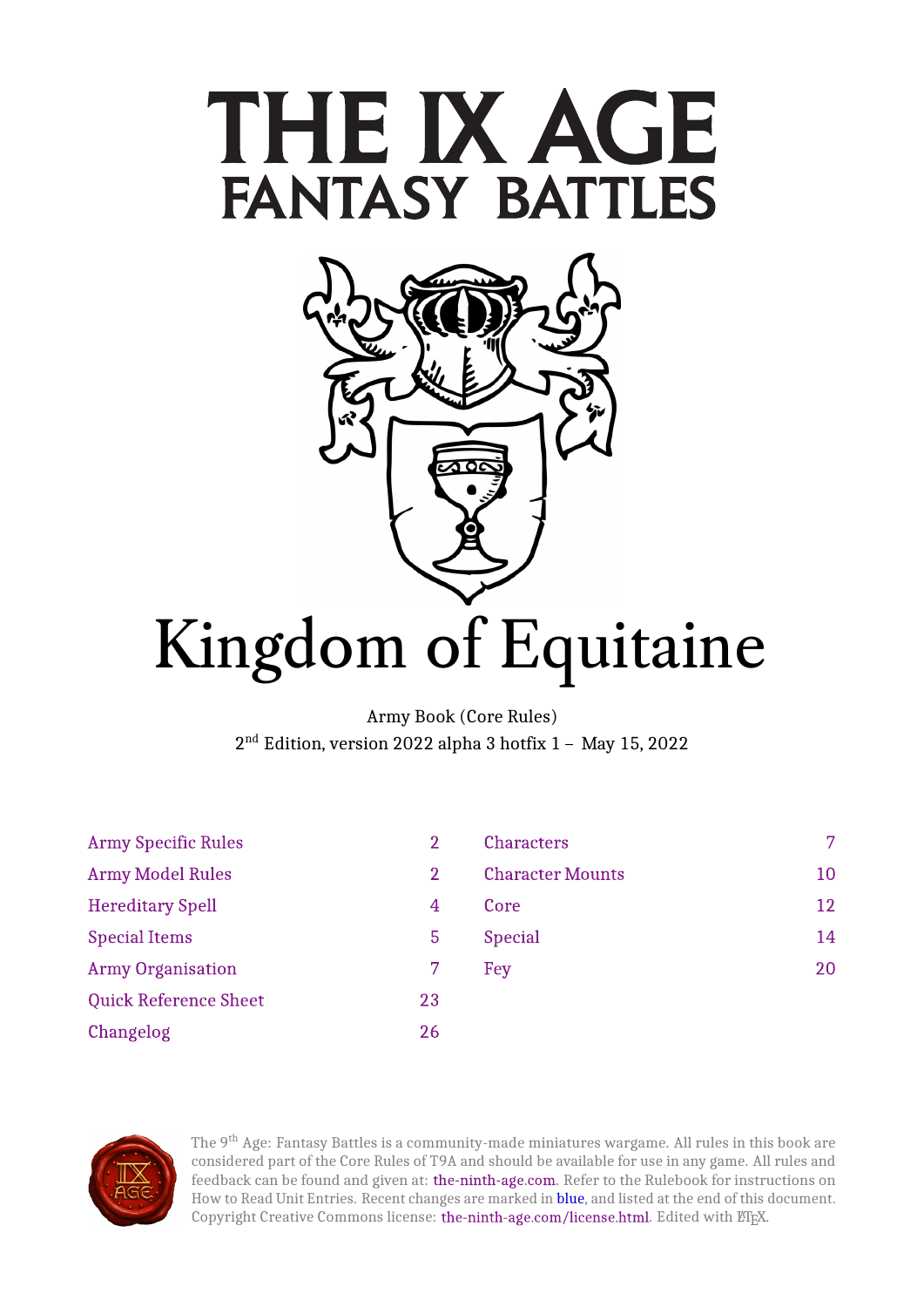# THE IX AGE
## FANTASY BATTLES

# Kingdom of Equitaine

Army Book (Core Rules)
2nd Edition, version 2022 alpha 3 hotfix 1 – May 15, 2022

| | | | |
|---|---|---|---|
| Army Specific Rules | 2 | Characters | 7 |
| Army Model Rules | 2 | Character Mounts | 10 |
| Hereditary Spell | 4 | Core | 12 |
| Special Items | 5 | Special | 14 |
| Army Organisation | 7 | Fey | 20 |
| Quick Reference Sheet | 23 | | |
| Changelog | 26 | | |

The 9th Age: Fantasy Battles is a community-made miniatures wargame. All rules in this book are considered part of the Core Rules of T9A and should be available for use in any game. All rules and feedback can be found and given at: the-ninth-age.com. Refer to the Rulebook for instructions on How to Read Unit Entries. Recent changes are marked in blue, and listed at the end of this document. Copyright Creative Commons license: the-ninth-age.com/license.html. Edited with LaTeX.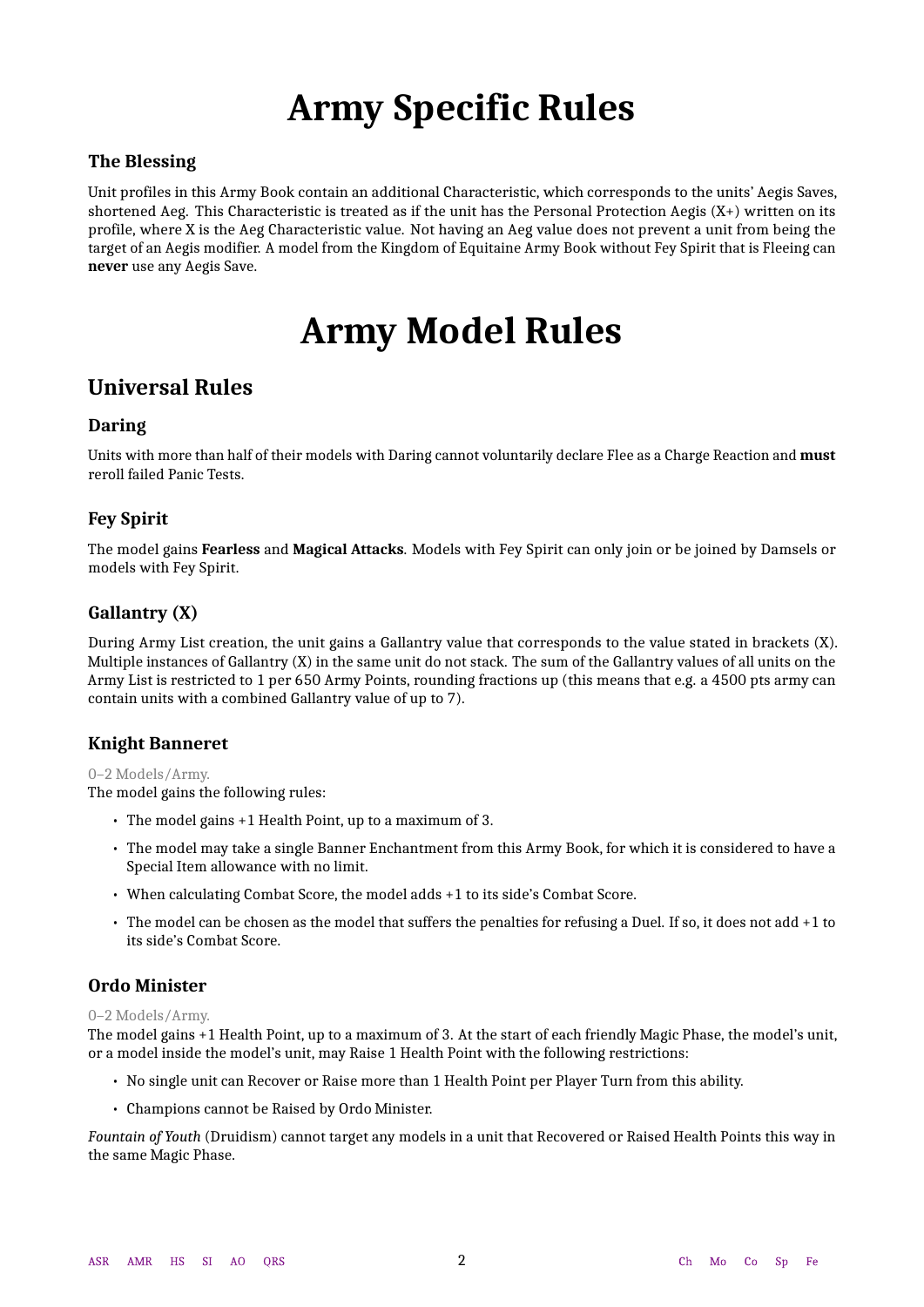# Army Specific Rules

### The Blessing

Unit profiles in this Army Book contain an additional Characteristic, which corresponds to the units' Aegis Saves, shortened Aeg. This Characteristic is treated as if the unit has the Personal Protection Aegis (X+) written on its profile, where X is the Aeg Characteristic value. Not having an Aeg value does not prevent a unit from being the target of an Aegis modifier. A model from the Kingdom of Equitaine Army Book without Fey Spirit that is Fleeing can **never** use any Aegis Save.

# Army Model Rules

## Universal Rules

### Daring

Units with more than half of their models with Daring cannot voluntarily declare Flee as a Charge Reaction and **must** reroll failed Panic Tests.

### Fey Spirit

The model gains **Fearless** and **Magical Attacks**. Models with Fey Spirit can only join or be joined by Damsels or models with Fey Spirit.

### Gallantry (X)

During Army List creation, the unit gains a Gallantry value that corresponds to the value stated in brackets (X). Multiple instances of Gallantry (X) in the same unit do not stack. The sum of the Gallantry values of all units on the Army List is restricted to 1 per 650 Army Points, rounding fractions up (this means that e.g. a 4500 pts army can contain units with a combined Gallantry value of up to 7).

### Knight Banneret

0–2 Models/Army.

The model gains the following rules:

- The model gains +1 Health Point, up to a maximum of 3.
- The model may take a single Banner Enchantment from this Army Book, for which it is considered to have a Special Item allowance with no limit.
- When calculating Combat Score, the model adds +1 to its side's Combat Score.
- The model can be chosen as the model that suffers the penalties for refusing a Duel. If so, it does not add +1 to its side's Combat Score.

### Ordo Minister

0–2 Models/Army.

The model gains +1 Health Point, up to a maximum of 3. At the start of each friendly Magic Phase, the model's unit, or a model inside the model's unit, may Raise 1 Health Point with the following restrictions:

- No single unit can Recover or Raise more than 1 Health Point per Player Turn from this ability.
- Champions cannot be Raised by Ordo Minister.

*Fountain of Youth* (Druidism) cannot target any models in a unit that Recovered or Raised Health Points this way in the same Magic Phase.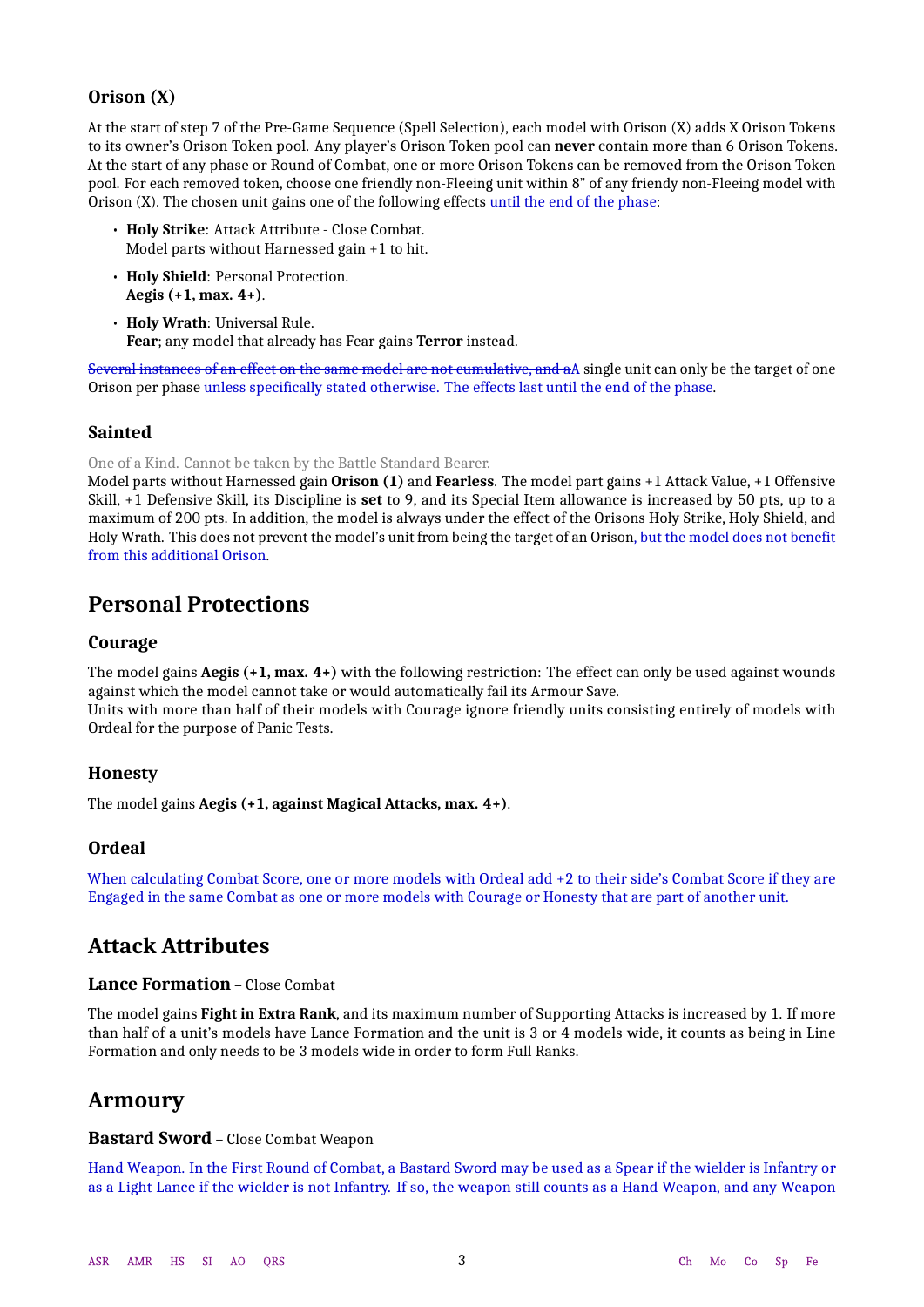### Orison (X)

At the start of step 7 of the Pre-Game Sequence (Spell Selection), each model with Orison (X) adds X Orison Tokens to its owner's Orison Token pool. Any player's Orison Token pool can **never** contain more than 6 Orison Tokens. At the start of any phase or Round of Combat, one or more Orison Tokens can be removed from the Orison Token pool. For each removed token, choose one friendly non-Fleeing unit within 8" of any friendly non-Fleeing model with Orison (X). The chosen unit gains one of the following effects until the end of the phase:

- **Holy Strike**: Attack Attribute - Close Combat.
  Model parts without Harnessed gain +1 to hit.
- **Holy Shield**: Personal Protection.
  **Aegis (+1, max. 4+)**.
- **Holy Wrath**: Universal Rule.
  **Fear**; any model that already has Fear gains **Terror** instead.

~~Several instances of an effect on the same model are not cumulative, and a~~A single unit can only be the target of one Orison per phase~~ unless specifically stated otherwise. The effects last until the end of the phase~~.

### Sainted

One of a Kind. Cannot be taken by the Battle Standard Bearer.
Model parts without Harnessed gain **Orison (1)** and **Fearless**. The model part gains +1 Attack Value, +1 Offensive Skill, +1 Defensive Skill, its Discipline is **set** to 9, and its Special Item allowance is increased by 50 pts, up to a maximum of 200 pts. In addition, the model is always under the effect of the Orisons Holy Strike, Holy Shield, and Holy Wrath. This does not prevent the model's unit from being the target of an Orison, but the model does not benefit from this additional Orison.

## Personal Protections

### Courage

The model gains **Aegis (+1, max. 4+)** with the following restriction: The effect can only be used against wounds against which the model cannot take or would automatically fail its Armour Save.
Units with more than half of their models with Courage ignore friendly units consisting entirely of models with Ordeal for the purpose of Panic Tests.

### Honesty

The model gains **Aegis (+1, against Magical Attacks, max. 4+)**.

### Ordeal

When calculating Combat Score, one or more models with Ordeal add +2 to their side's Combat Score if they are Engaged in the same Combat as one or more models with Courage or Honesty that are part of another unit.

## Attack Attributes

### Lance Formation – Close Combat

The model gains **Fight in Extra Rank**, and its maximum number of Supporting Attacks is increased by 1. If more than half of a unit's models have Lance Formation and the unit is 3 or 4 models wide, it counts as being in Line Formation and only needs to be 3 models wide in order to form Full Ranks.

## Armoury

### Bastard Sword – Close Combat Weapon

Hand Weapon. In the First Round of Combat, a Bastard Sword may be used as a Spear if the wielder is Infantry or as a Light Lance if the wielder is not Infantry. If so, the weapon still counts as a Hand Weapon, and any Weapon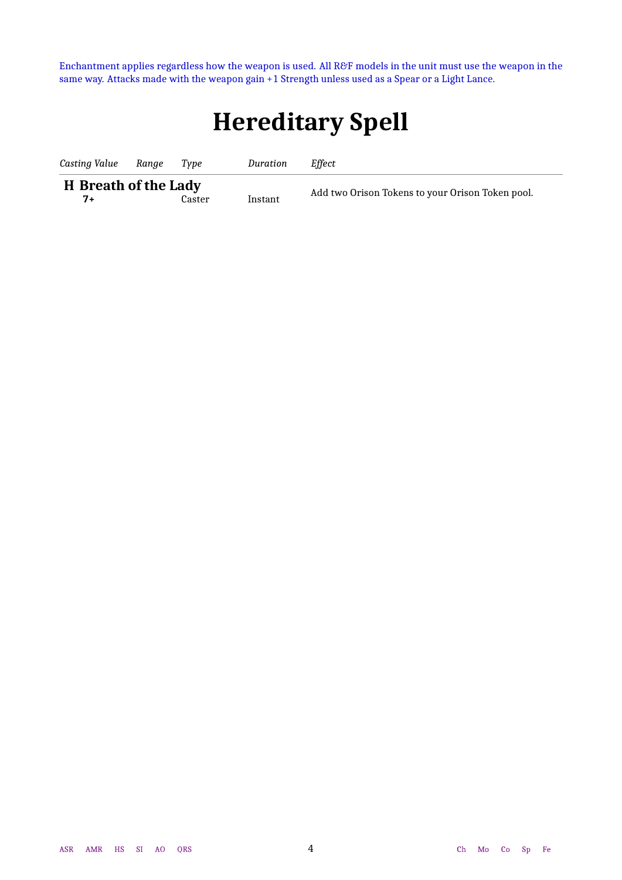Enchantment applies regardless how the weapon is used. All R&F models in the unit must use the weapon in the same way. Attacks made with the weapon gain +1 Strength unless used as a Spear or a Light Lance.

# Hereditary Spell

| *Casting Value* | *Range* | *Type* | *Duration* | *Effect* |
|---|---|---|---|---|
| **H Breath of the Lady** | | | | |
| **7+** | | Caster | Instant | Add two Orison Tokens to your Orison Token pool. |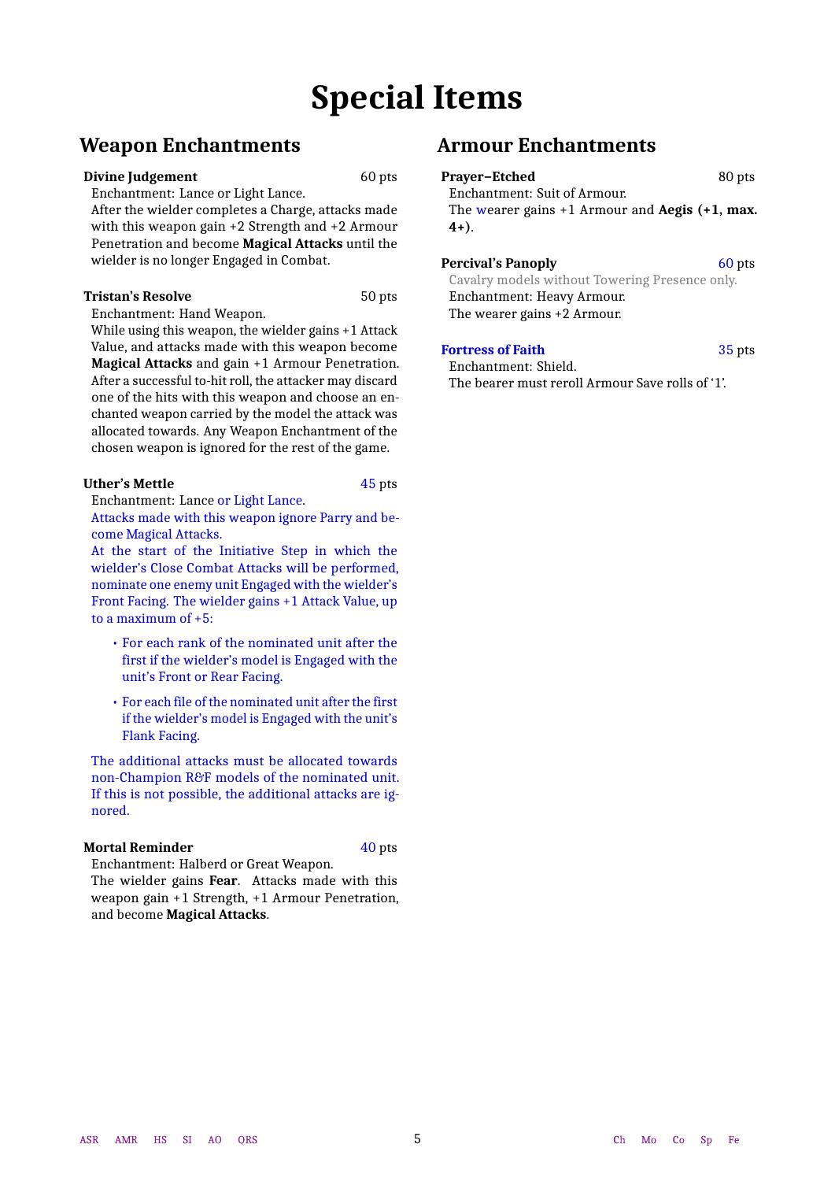# Special Items

## Weapon Enchantments

**Divine Judgement** 60 pts

Enchantment: Lance or Light Lance.

After the wielder completes a Charge, attacks made with this weapon gain +2 Strength and +2 Armour Penetration and become **Magical Attacks** until the wielder is no longer Engaged in Combat.

**Tristan's Resolve** 50 pts

Enchantment: Hand Weapon.

While using this weapon, the wielder gains +1 Attack Value, and attacks made with this weapon become **Magical Attacks** and gain +1 Armour Penetration. After a successful to-hit roll, the attacker may discard one of the hits with this weapon and choose an enchanted weapon carried by the model the attack was allocated towards. Any Weapon Enchantment of the chosen weapon is ignored for the rest of the game.

**Uther's Mettle** 45 pts

Enchantment: Lance or Light Lance.

Attacks made with this weapon ignore Parry and become Magical Attacks.

At the start of the Initiative Step in which the wielder's Close Combat Attacks will be performed, nominate one enemy unit Engaged with the wielder's Front Facing. The wielder gains +1 Attack Value, up to a maximum of +5:

- For each rank of the nominated unit after the first if the wielder's model is Engaged with the unit's Front or Rear Facing.
- For each file of the nominated unit after the first if the wielder's model is Engaged with the unit's Flank Facing.

The additional attacks must be allocated towards non-Champion R&F models of the nominated unit. If this is not possible, the additional attacks are ignored.

**Mortal Reminder** 40 pts

Enchantment: Halberd or Great Weapon.

The wielder gains **Fear**. Attacks made with this weapon gain +1 Strength, +1 Armour Penetration, and become **Magical Attacks**.

## Armour Enchantments

**Prayer–Etched** 80 pts

Enchantment: Suit of Armour.

The wearer gains +1 Armour and **Aegis (+1, max. 4+)**.

**Percival's Panoply** 60 pts

Cavalry models without Towering Presence only.

Enchantment: Heavy Armour.

The wearer gains +2 Armour.

**Fortress of Faith** 35 pts

Enchantment: Shield.

The bearer must reroll Armour Save rolls of '1'.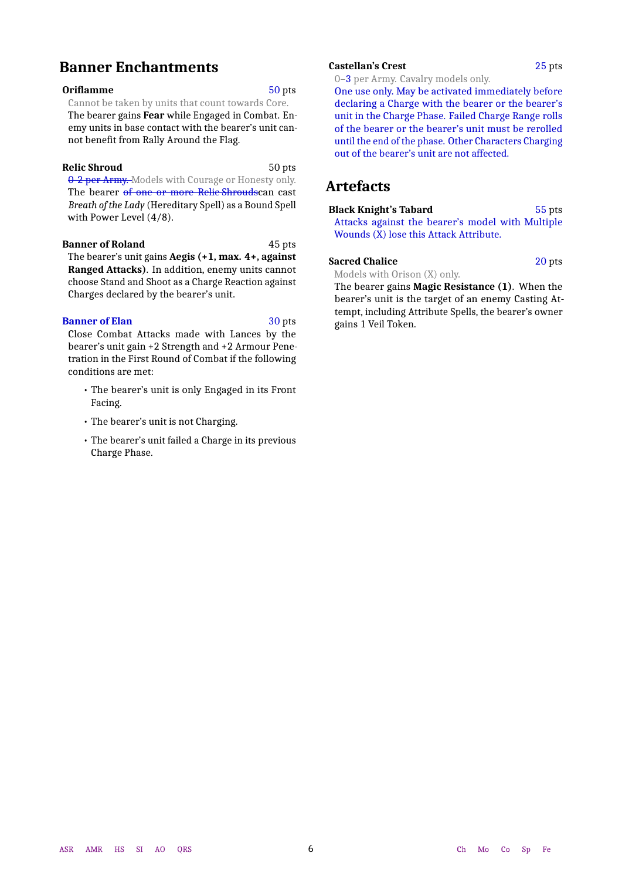## Banner Enchantments

**Oriflamme** 50 pts

Cannot be taken by units that count towards Core.

The bearer gains **Fear** while Engaged in Combat. Enemy units in base contact with the bearer's unit cannot benefit from Rally Around the Flag.

**Relic Shroud** 50 pts

~~0–2 per Army.~~ Models with Courage or Honesty only.

The bearer ~~of one or more Relic Shrouds~~can cast *Breath of the Lady* (Hereditary Spell) as a Bound Spell with Power Level (4/8).

**Banner of Roland** 45 pts

The bearer's unit gains **Aegis (+1, max. 4+, against Ranged Attacks)**. In addition, enemy units cannot choose Stand and Shoot as a Charge Reaction against Charges declared by the bearer's unit.

**Banner of Elan** 30 pts

Close Combat Attacks made with Lances by the bearer's unit gain +2 Strength and +2 Armour Penetration in the First Round of Combat if the following conditions are met:

- The bearer's unit is only Engaged in its Front Facing.
- The bearer's unit is not Charging.
- The bearer's unit failed a Charge in its previous Charge Phase.

**Castellan's Crest** 25 pts

0–3 per Army. Cavalry models only.

One use only. May be activated immediately before declaring a Charge with the bearer or the bearer's unit in the Charge Phase. Failed Charge Range rolls of the bearer or the bearer's unit must be rerolled until the end of the phase. Other Characters Charging out of the bearer's unit are not affected.

## Artefacts

**Black Knight's Tabard** 55 pts

Attacks against the bearer's model with Multiple Wounds (X) lose this Attack Attribute.

**Sacred Chalice** 20 pts

Models with Orison (X) only.

The bearer gains **Magic Resistance (1)**. When the bearer's unit is the target of an enemy Casting Attempt, including Attribute Spells, the bearer's owner gains 1 Veil Token.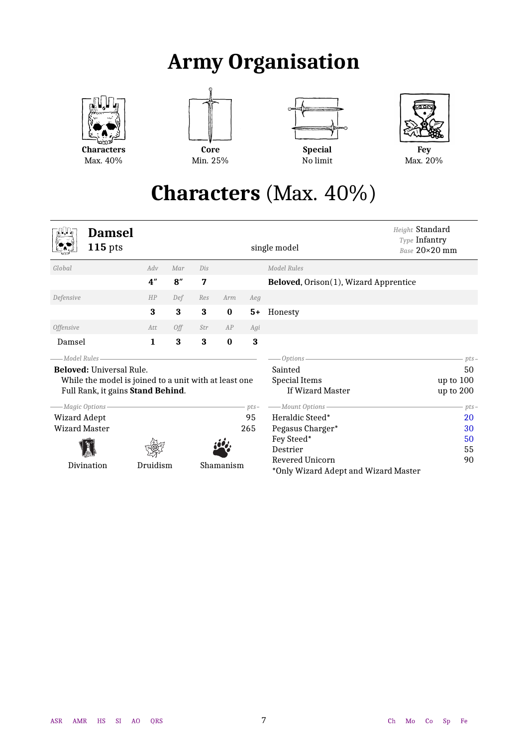# Army Organisation

| Characters | Core | Special | Fey |
|---|---|---|---|
| Max. 40% | Min. 25% | No limit | Max. 20% |

# Characters (Max. 40%)

## Damsel

**115** pts — single model

*Height* Standard
*Type* Infantry
*Base* 20×20 mm

| *Global* | *Adv* | *Mar* | *Dis* | | | *Model Rules* |
|---|---|---|---|---|---|---|
| | **4″** | **8″** | **7** | | | **Beloved**, Orison(1), Wizard Apprentice |
| *Defensive* | *HP* | *Def* | *Res* | *Arm* | *Aeg* | |
| | **3** | **3** | **3** | **0** | **5+** | Honesty |
| *Offensive* | *Att* | *Off* | *Str* | *AP* | *Agi* | |
| Damsel | **1** | **3** | **3** | **0** | **3** | |

*Model Rules*

**Beloved:** Universal Rule.
While the model is joined to a unit with at least one Full Rank, it gains **Stand Behind**.

*Magic Options*

| | pts |
|---|---|
| Wizard Adept | 95 |
| Wizard Master | 265 |

Divination, Druidism, Shamanism

*Options*

| | pts |
|---|---|
| Sainted | 50 |
| Special Items | up to 100 |
| If Wizard Master | up to 200 |

*Mount Options*

| | pts |
|---|---|
| Heraldic Steed* | 20 |
| Pegasus Charger* | 30 |
| Fey Steed* | 50 |
| Destrier | 55 |
| Revered Unicorn | 90 |

*Only Wizard Adept and Wizard Master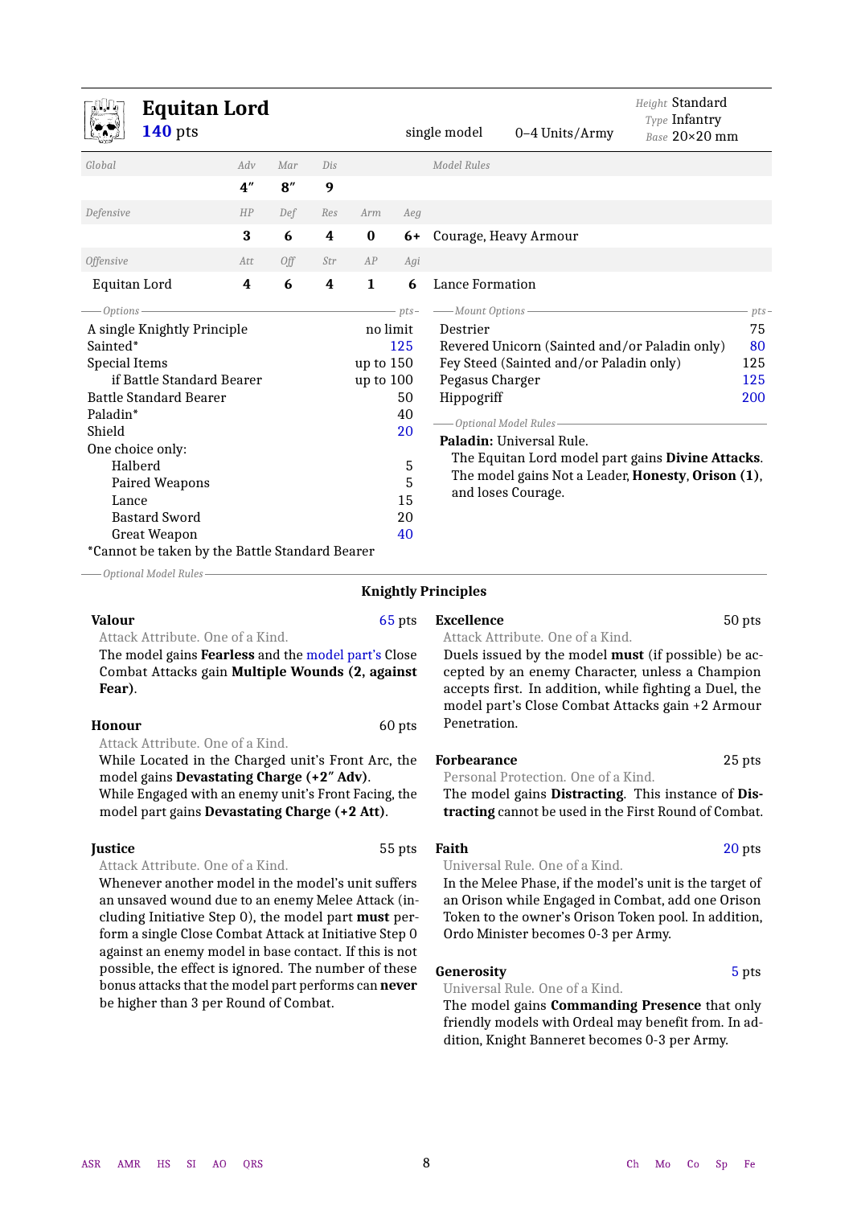# Equitan Lord

**140** pts

single model | 0–4 Units/Army | Height Standard | Type Infantry | Base 20×20 mm

| Global | Adv | Mar | Dis | | | Model Rules |
|---|---|---|---|---|---|---|
| | **4″** | **8″** | **9** | | | |
| *Defensive* | *HP* | *Def* | *Res* | *Arm* | *Aeg* | |
| | **3** | **6** | **4** | **0** | **6+** | Courage, Heavy Armour |
| *Offensive* | *Att* | *Off* | *Str* | *AP* | *Agi* | |
| Equitan Lord | **4** | **6** | **4** | **1** | **6** | Lance Formation |

| Options | pts |
|---|---|
| A single Knightly Principle | no limit |
| Sainted* | 125 |
| Special Items | up to 150 |
| if Battle Standard Bearer | up to 100 |
| Battle Standard Bearer | 50 |
| Paladin* | 40 |
| Shield | 20 |
| One choice only: | |
| Halberd | 5 |
| Paired Weapons | 5 |
| Lance | 15 |
| Bastard Sword | 20 |
| Great Weapon | 40 |

*Cannot be taken by the Battle Standard Bearer

| Mount Options | pts |
|---|---|
| Destrier | 75 |
| Revered Unicorn (Sainted and/or Paladin only) | 80 |
| Fey Steed (Sainted and/or Paladin only) | 125 |
| Pegasus Charger | 125 |
| Hippogriff | 200 |

*Optional Model Rules*

**Paladin:** Universal Rule.
The Equitan Lord model part gains **Divine Attacks**. The model gains Not a Leader, **Honesty**, **Orison (1)**, and loses Courage.

*Optional Model Rules*

### Knightly Principles

**Valour** — 65 pts
Attack Attribute. One of a Kind.
The model gains **Fearless** and the model part's Close Combat Attacks gain **Multiple Wounds (2, against Fear)**.

**Honour** — 60 pts
Attack Attribute. One of a Kind.
While Located in the Charged unit's Front Arc, the model gains **Devastating Charge (+2″ Adv)**.
While Engaged with an enemy unit's Front Facing, the model part gains **Devastating Charge (+2 Att)**.

**Justice** — 55 pts
Attack Attribute. One of a Kind.
Whenever another model in the model's unit suffers an unsaved wound due to an enemy Melee Attack (including Initiative Step 0), the model part **must** perform a single Close Combat Attack at Initiative Step 0 against an enemy model in base contact. If this is not possible, the effect is ignored. The number of these bonus attacks that the model part performs can **never** be higher than 3 per Round of Combat.

**Excellence** — 50 pts
Attack Attribute. One of a Kind.
Duels issued by the model **must** (if possible) be accepted by an enemy Character, unless a Champion accepts first. In addition, while fighting a Duel, the model part's Close Combat Attacks gain +2 Armour Penetration.

**Forbearance** — 25 pts
Personal Protection. One of a Kind.
The model gains **Distracting**. This instance of **Distracting** cannot be used in the First Round of Combat.

**Faith** — 20 pts
Universal Rule. One of a Kind.
In the Melee Phase, if the model's unit is the target of an Orison while Engaged in Combat, add one Orison Token to the owner's Orison Token pool. In addition, Ordo Minister becomes 0-3 per Army.

**Generosity** — 5 pts
Universal Rule. One of a Kind.
The model gains **Commanding Presence** that only friendly models with Ordeal may benefit from. In addition, Knight Banneret becomes 0-3 per Army.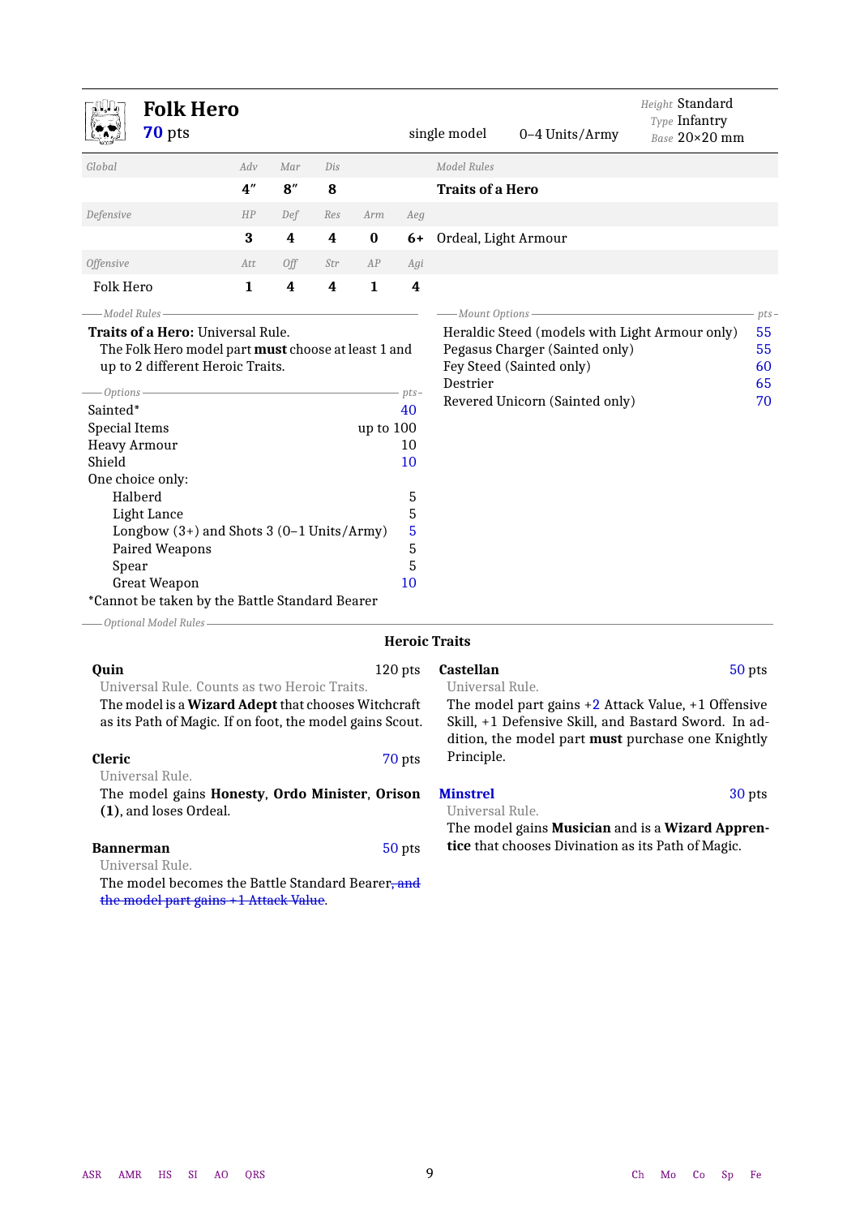# Folk Hero

**70** pts

single model | 0–4 Units/Army | *Height* Standard | *Type* Infantry | *Base* 20×20 mm

| Global | Adv | Mar | Dis | | | Model Rules |
|---|---|---|---|---|---|---|
| | **4″** | **8″** | **8** | | | **Traits of a Hero** |
| *Defensive* | *HP* | *Def* | *Res* | *Arm* | *Aeg* | |
| | **3** | **4** | **4** | **0** | **6+** | Ordeal, Light Armour |
| *Offensive* | *Att* | *Off* | *Str* | *AP* | *Agi* | |
| Folk Hero | **1** | **4** | **4** | **1** | **4** | |

*Model Rules*

**Traits of a Hero:** Universal Rule.
The Folk Hero model part **must** choose at least 1 and up to 2 different Heroic Traits.

*Options*

| Option | pts |
|---|---|
| Sainted* | 40 |
| Special Items | up to 100 |
| Heavy Armour | 10 |
| Shield | 10 |
| One choice only: | |
| Halberd | 5 |
| Light Lance | 5 |
| Longbow (3+) and Shots 3 (0–1 Units/Army) | 5 |
| Paired Weapons | 5 |
| Spear | 5 |
| Great Weapon | 10 |

*Cannot be taken by the Battle Standard Bearer

*Mount Options*

| Mount | pts |
|---|---|
| Heraldic Steed (models with Light Armour only) | 55 |
| Pegasus Charger (Sainted only) | 55 |
| Fey Steed (Sainted only) | 60 |
| Destrier | 65 |
| Revered Unicorn (Sainted only) | 70 |

*Optional Model Rules*

## Heroic Traits

**Quin** — 120 pts
Universal Rule. Counts as two Heroic Traits.
The model is a **Wizard Adept** that chooses Witchcraft as its Path of Magic. If on foot, the model gains Scout.

**Cleric** — 70 pts
Universal Rule.
The model gains **Honesty**, **Ordo Minister**, **Orison (1)**, and loses Ordeal.

**Bannerman** — 50 pts
Universal Rule.
The model becomes the Battle Standard Bearer~~, and the model part gains +1 Attack Value~~.

**Castellan** — 50 pts
Universal Rule.
The model part gains +2 Attack Value, +1 Offensive Skill, +1 Defensive Skill, and Bastard Sword. In addition, the model part **must** purchase one Knightly Principle.

**Minstrel** — 30 pts
Universal Rule.
The model gains **Musician** and is a **Wizard Apprentice** that chooses Divination as its Path of Magic.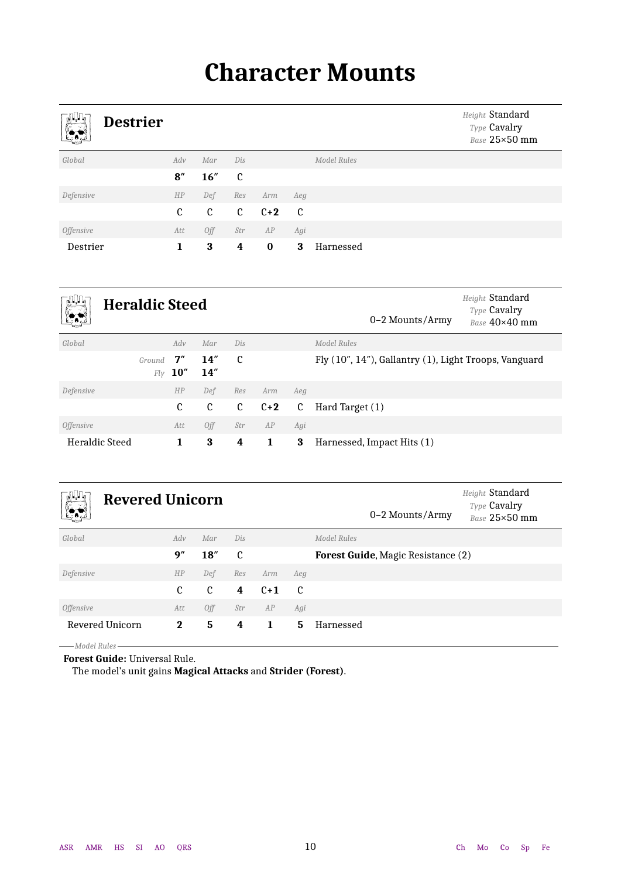# Character Mounts

## Destrier

*Height* Standard
*Type* Cavalry
*Base* 25×50 mm

| *Global* | *Adv* | *Mar* | *Dis* | | | *Model Rules* |
|---|---|---|---|---|---|---|
| | **8″** | **16″** | C | | | |
| *Defensive* | *HP* | *Def* | *Res* | *Arm* | *Aeg* | |
| | C | C | C | **C+2** | C | |
| *Offensive* | *Att* | *Off* | *Str* | *AP* | *Agi* | |
| Destrier | **1** | **3** | **4** | **0** | **3** | Harnessed |

## Heraldic Steed

0–2 Mounts/Army

*Height* Standard
*Type* Cavalry
*Base* 40×40 mm

| *Global* | *Adv* | *Mar* | *Dis* | | | *Model Rules* |
|---|---|---|---|---|---|---|
| *Ground* | **7″** | **14″** | C | | | Fly (10″, 14″), Gallantry (1), Light Troops, Vanguard |
| *Fly* | **10″** | **14″** | | | | |
| *Defensive* | *HP* | *Def* | *Res* | *Arm* | *Aeg* | |
| | C | C | C | **C+2** | C | Hard Target (1) |
| *Offensive* | *Att* | *Off* | *Str* | *AP* | *Agi* | |
| Heraldic Steed | **1** | **3** | **4** | **1** | **3** | Harnessed, Impact Hits (1) |

## Revered Unicorn

0–2 Mounts/Army

*Height* Standard
*Type* Cavalry
*Base* 25×50 mm

| *Global* | *Adv* | *Mar* | *Dis* | | | *Model Rules* |
|---|---|---|---|---|---|---|
| | **9″** | **18″** | C | | | **Forest Guide**, Magic Resistance (2) |
| *Defensive* | *HP* | *Def* | *Res* | *Arm* | *Aeg* | |
| | C | C | **4** | **C+1** | C | |
| *Offensive* | *Att* | *Off* | *Str* | *AP* | *Agi* | |
| Revered Unicorn | **2** | **5** | **4** | **1** | **5** | Harnessed |

*Model Rules*

**Forest Guide:** Universal Rule.
The model's unit gains **Magical Attacks** and **Strider (Forest)**.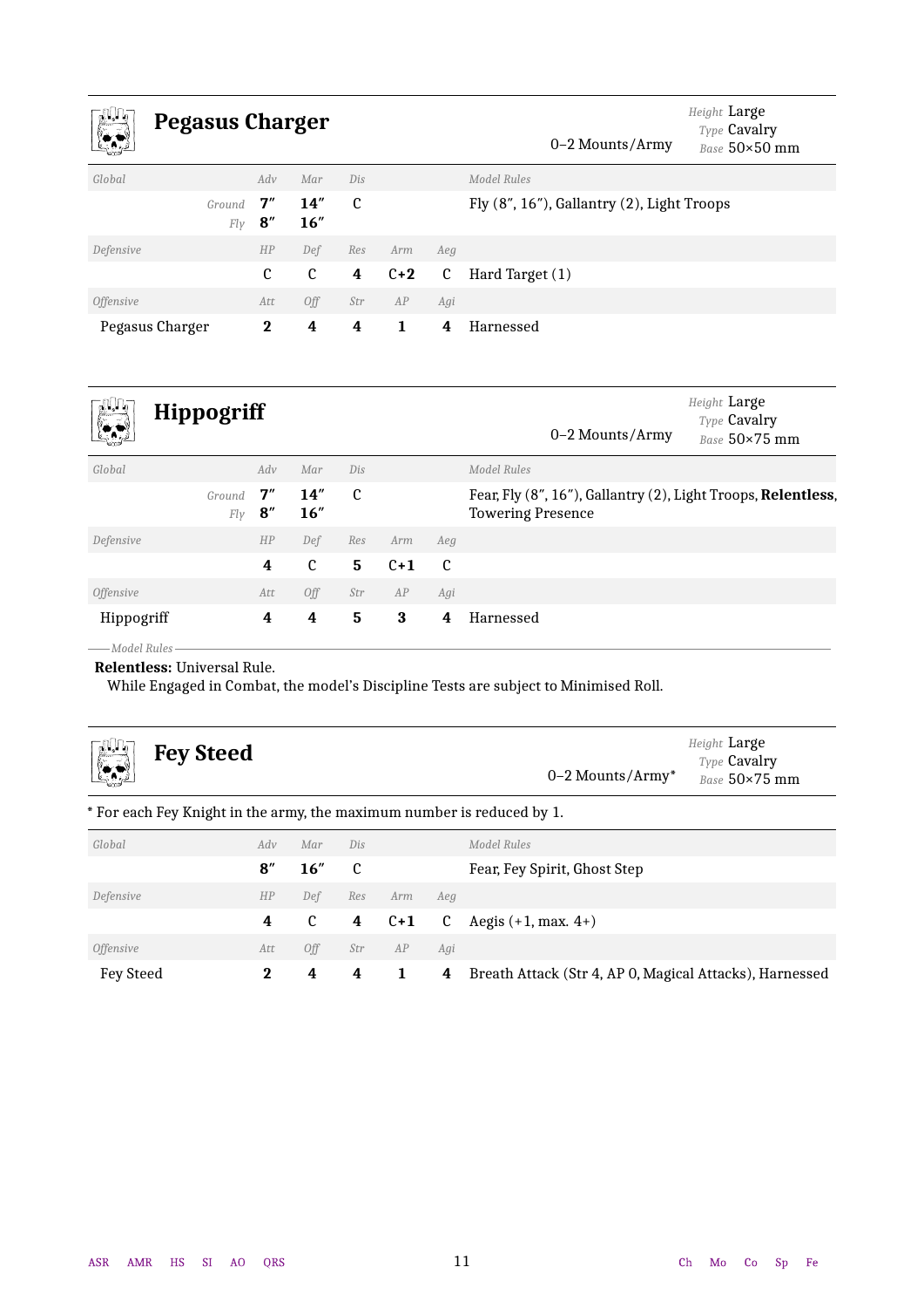## Pegasus Charger

0–2 Mounts/Army

*Height* Large
*Type* Cavalry
*Base* 50×50 mm

| *Global* | *Adv* | *Mar* | *Dis* | | | *Model Rules* |
|---|---|---|---|---|---|---|
| *Ground* | **7″** | **14″** | C | | | Fly (8″, 16″), Gallantry (2), Light Troops |
| *Fly* | **8″** | **16″** | | | | |
| *Defensive* | *HP* | *Def* | *Res* | *Arm* | *Aeg* | |
| | C | C | **4** | **C+2** | C | Hard Target (1) |
| *Offensive* | *Att* | *Off* | *Str* | *AP* | *Agi* | |
| Pegasus Charger | **2** | **4** | **4** | **1** | **4** | Harnessed |

## Hippogriff

0–2 Mounts/Army

*Height* Large
*Type* Cavalry
*Base* 50×75 mm

| *Global* | *Adv* | *Mar* | *Dis* | | | *Model Rules* |
|---|---|---|---|---|---|---|
| *Ground* | **7″** | **14″** | C | | | Fear, Fly (8″, 16″), Gallantry (2), Light Troops, **Relentless**, Towering Presence |
| *Fly* | **8″** | **16″** | | | | |
| *Defensive* | *HP* | *Def* | *Res* | *Arm* | *Aeg* | |
| | **4** | C | **5** | **C+1** | C | |
| *Offensive* | *Att* | *Off* | *Str* | *AP* | *Agi* | |
| Hippogriff | **4** | **4** | **5** | **3** | **4** | Harnessed |

*Model Rules*

**Relentless:** Universal Rule.
While Engaged in Combat, the model's Discipline Tests are subject to Minimised Roll.

## Fey Steed

0–2 Mounts/Army*

*Height* Large
*Type* Cavalry
*Base* 50×75 mm

* For each Fey Knight in the army, the maximum number is reduced by 1.

| *Global* | *Adv* | *Mar* | *Dis* | | | *Model Rules* |
|---|---|---|---|---|---|---|
| | **8″** | **16″** | C | | | Fear, Fey Spirit, Ghost Step |
| *Defensive* | *HP* | *Def* | *Res* | *Arm* | *Aeg* | |
| | **4** | C | **4** | **C+1** | C | Aegis (+1, max. 4+) |
| *Offensive* | *Att* | *Off* | *Str* | *AP* | *Agi* | |
| Fey Steed | **2** | **4** | **4** | **1** | **4** | Breath Attack (Str 4, AP 0, Magical Attacks), Harnessed |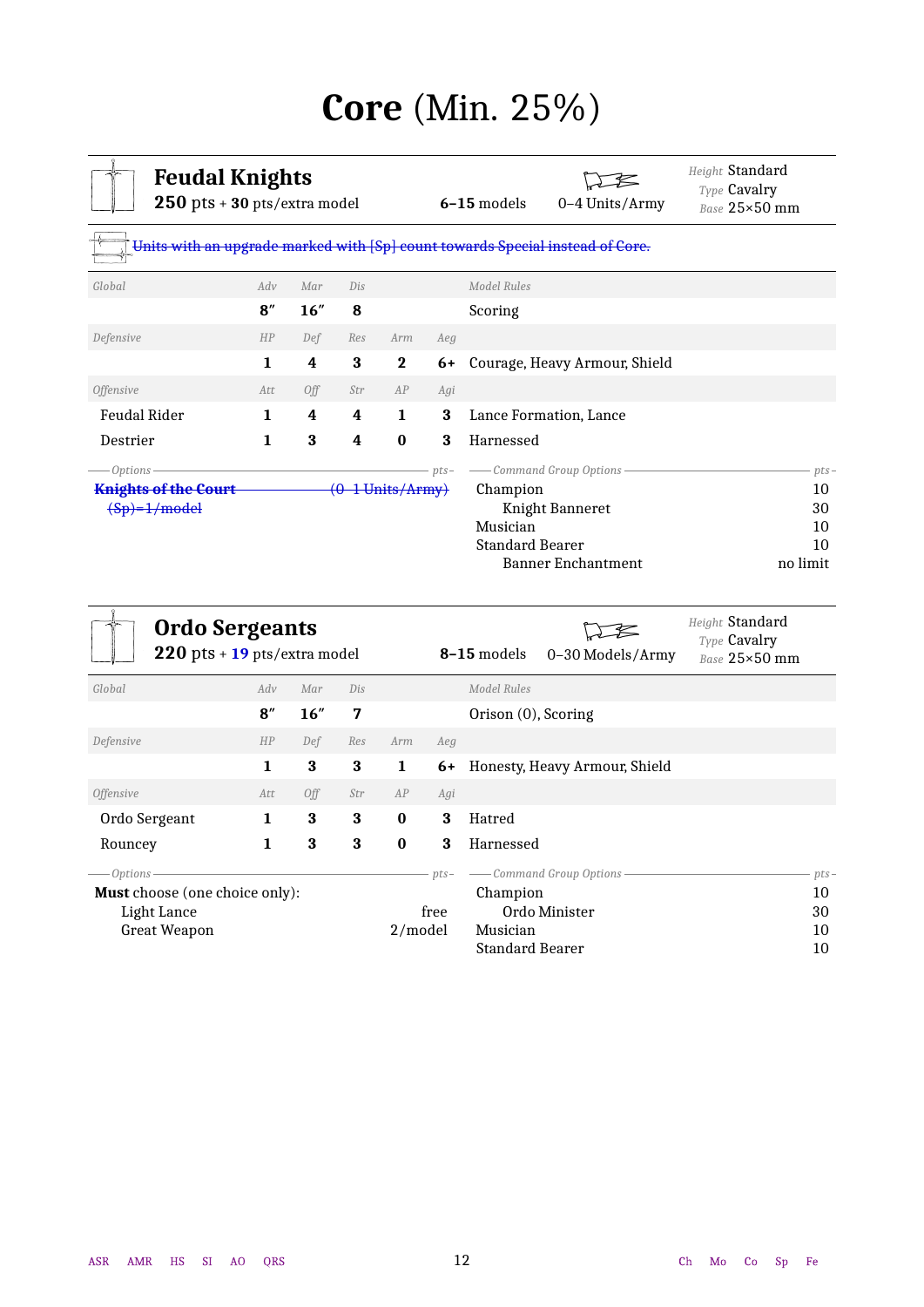# **Core** (Min. 25%)

## Feudal Knights

**250** pts + **30** pts/extra model — **6–15** models — 0–4 Units/Army

*Height* Standard
*Type* Cavalry
*Base* 25×50 mm

~~Units with an upgrade marked with [Sp] count towards Special instead of Core.~~

| *Global* | *Adv* | *Mar* | *Dis* | | | *Model Rules* |
|---|---|---|---|---|---|---|
| | **8″** | **16″** | **8** | | | Scoring |
| *Defensive* | *HP* | *Def* | *Res* | *Arm* | *Aeg* | |
| | **1** | **4** | **3** | **2** | **6+** | Courage, Heavy Armour, Shield |
| *Offensive* | *Att* | *Off* | *Str* | *AP* | *Agi* | |
| Feudal Rider | **1** | **4** | **4** | **1** | **3** | Lance Formation, Lance |
| Destrier | **1** | **3** | **4** | **0** | **3** | Harnessed |

*Options* — *pts*

~~**Knights of the Court** (0–1 Units/Army)~~
~~(Sp)=1/model~~

*Command Group Options* — *pts*

| | |
|---|---|
| Champion | 10 |
| Knight Banneret | 30 |
| Musician | 10 |
| Standard Bearer | 10 |
| Banner Enchantment | no limit |

## Ordo Sergeants

**220** pts + **19** pts/extra model — **8–15** models — 0–30 Models/Army

*Height* Standard
*Type* Cavalry
*Base* 25×50 mm

| *Global* | *Adv* | *Mar* | *Dis* | | | *Model Rules* |
|---|---|---|---|---|---|---|
| | **8″** | **16″** | **7** | | | Orison (0), Scoring |
| *Defensive* | *HP* | *Def* | *Res* | *Arm* | *Aeg* | |
| | **1** | **3** | **3** | **1** | **6+** | Honesty, Heavy Armour, Shield |
| *Offensive* | *Att* | *Off* | *Str* | *AP* | *Agi* | |
| Ordo Sergeant | **1** | **3** | **3** | **0** | **3** | Hatred |
| Rouncey | **1** | **3** | **3** | **0** | **3** | Harnessed |

*Options* — *pts*

**Must** choose (one choice only):

| | |
|---|---|
| Light Lance | free |
| Great Weapon | 2/model |

*Command Group Options* — *pts*

| | |
|---|---|
| Champion | 10 |
| Ordo Minister | 30 |
| Musician | 10 |
| Standard Bearer | 10 |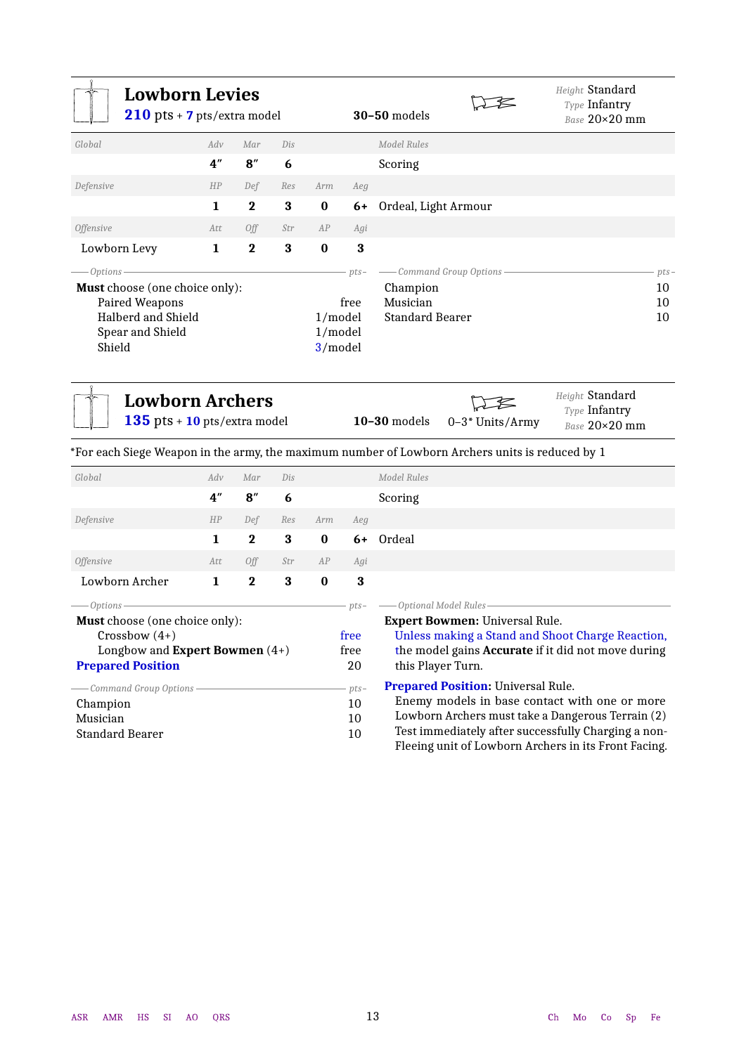## Lowborn Levies

**210** pts + **7** pts/extra model — **30–50 models**

*Height* Standard
*Type* Infantry
*Base* 20×20 mm

| *Global* | *Adv* | *Mar* | *Dis* | | | *Model Rules* |
|---|---|---|---|---|---|---|
| | **4″** | **8″** | **6** | | | Scoring |
| *Defensive* | *HP* | *Def* | *Res* | *Arm* | *Aeg* | |
| | **1** | **2** | **3** | **0** | **6+** | Ordeal, Light Armour |
| *Offensive* | *Att* | *Off* | *Str* | *AP* | *Agi* | |
| Lowborn Levy | **1** | **2** | **3** | **0** | **3** | |

| *Options* | *pts* |
|---|---|
| **Must** choose (one choice only): | |
| Paired Weapons | free |
| Halberd and Shield | 1/model |
| Spear and Shield | 1/model |
| Shield | 3/model |

| *Command Group Options* | *pts* |
|---|---|
| Champion | 10 |
| Musician | 10 |
| Standard Bearer | 10 |

## Lowborn Archers

**135** pts + **10** pts/extra model — **10–30 models** — 0–3* Units/Army

*Height* Standard
*Type* Infantry
*Base* 20×20 mm

*For each Siege Weapon in the army, the maximum number of Lowborn Archers units is reduced by 1

| *Global* | *Adv* | *Mar* | *Dis* | | | *Model Rules* |
|---|---|---|---|---|---|---|
| | **4″** | **8″** | **6** | | | Scoring |
| *Defensive* | *HP* | *Def* | *Res* | *Arm* | *Aeg* | |
| | **1** | **2** | **3** | **0** | **6+** | Ordeal |
| *Offensive* | *Att* | *Off* | *Str* | *AP* | *Agi* | |
| Lowborn Archer | **1** | **2** | **3** | **0** | **3** | |

| *Options* | *pts* |
|---|---|
| **Must** choose (one choice only): | |
| Crossbow (4+) | free |
| Longbow and **Expert Bowmen** (4+) | free |
| **Prepared Position** | 20 |

| *Command Group Options* | *pts* |
|---|---|
| Champion | 10 |
| Musician | 10 |
| Standard Bearer | 10 |

*Optional Model Rules*

**Expert Bowmen:** Universal Rule.
Unless making a Stand and Shoot Charge Reaction, the model gains **Accurate** if it did not move during this Player Turn.

**Prepared Position:** Universal Rule.
Enemy models in base contact with one or more Lowborn Archers must take a Dangerous Terrain (2) Test immediately after successfully Charging a non-Fleeing unit of Lowborn Archers in its Front Facing.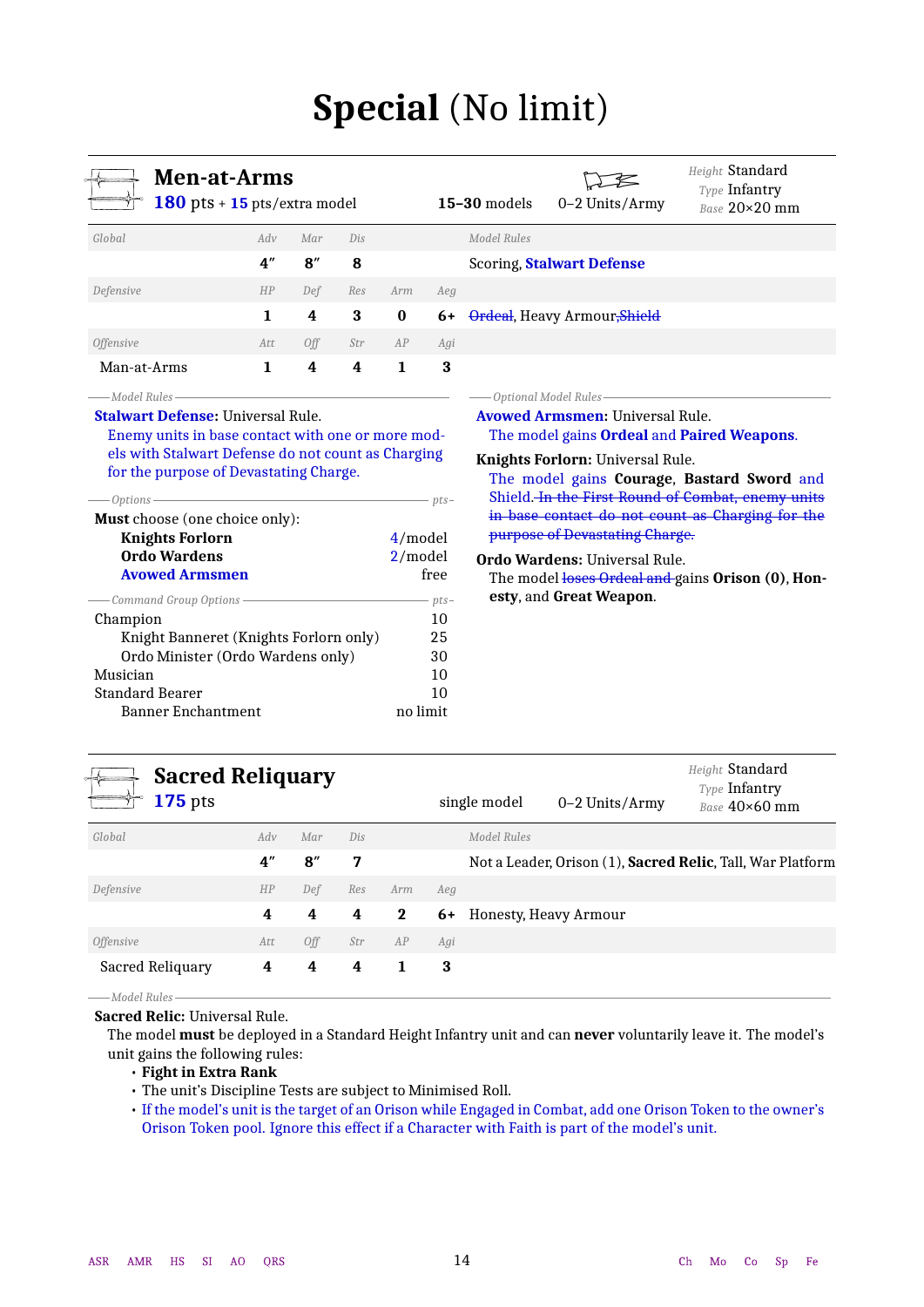# Special (No limit)

## Men-at-Arms

**180** pts + **15** pts/extra model — **15–30** models — 0–2 Units/Army

Height Standard · Type Infantry · Base 20×20 mm

| Global | Adv | Mar | Dis | | | Model Rules |
|---|---|---|---|---|---|---|
| | **4″** | **8″** | **8** | | | Scoring, **Stalwart Defense** |
| **Defensive** | **HP** | **Def** | **Res** | **Arm** | **Aeg** | |
| | **1** | **4** | **3** | **0** | **6+** | ~~Ordeal~~, Heavy Armour, ~~Shield~~ |
| **Offensive** | **Att** | **Off** | **Str** | **AP** | **Agi** | |
| Man-at-Arms | **1** | **4** | **4** | **1** | **3** | |

*Model Rules*

**Stalwart Defense:** Universal Rule.
Enemy units in base contact with one or more models with Stalwart Defense do not count as Charging for the purpose of Devastating Charge.

*Options* — pts

**Must** choose (one choice only):

| Option | pts |
|---|---|
| **Knights Forlorn** | 4/model |
| **Ordo Wardens** | 2/model |
| **Avowed Armsmen** | free |

*Command Group Options* — pts

| Option | pts |
|---|---|
| Champion | 10 |
| Knight Banneret (Knights Forlorn only) | 25 |
| Ordo Minister (Ordo Wardens only) | 30 |
| Musician | 10 |
| Standard Bearer | 10 |
| Banner Enchantment | no limit |

*Optional Model Rules*

**Avowed Armsmen:** Universal Rule.
The model gains **Ordeal** and **Paired Weapons**.

**Knights Forlorn:** Universal Rule.
The model gains **Courage**, **Bastard Sword** and Shield. ~~In the First Round of Combat, enemy units in base contact do not count as Charging for the purpose of Devastating Charge.~~

**Ordo Wardens:** Universal Rule.
The model ~~loses Ordeal and~~ gains **Orison (0)**, **Honesty**, and **Great Weapon**.

## Sacred Reliquary

**175** pts — single model — 0–2 Units/Army

Height Standard · Type Infantry · Base 40×60 mm

| Global | Adv | Mar | Dis | | | Model Rules |
|---|---|---|---|---|---|---|
| | **4″** | **8″** | **7** | | | Not a Leader, Orison (1), **Sacred Relic**, Tall, War Platform |
| **Defensive** | **HP** | **Def** | **Res** | **Arm** | **Aeg** | |
| | **4** | **4** | **4** | **2** | **6+** | Honesty, Heavy Armour |
| **Offensive** | **Att** | **Off** | **Str** | **AP** | **Agi** | |
| Sacred Reliquary | **4** | **4** | **4** | **1** | **3** | |

*Model Rules*

**Sacred Relic:** Universal Rule.
The model **must** be deployed in a Standard Height Infantry unit and can **never** voluntarily leave it. The model's unit gains the following rules:

- **Fight in Extra Rank**
- The unit's Discipline Tests are subject to Minimised Roll.
- If the model's unit is the target of an Orison while Engaged in Combat, add one Orison Token to the owner's Orison Token pool. Ignore this effect if a Character with Faith is part of the model's unit.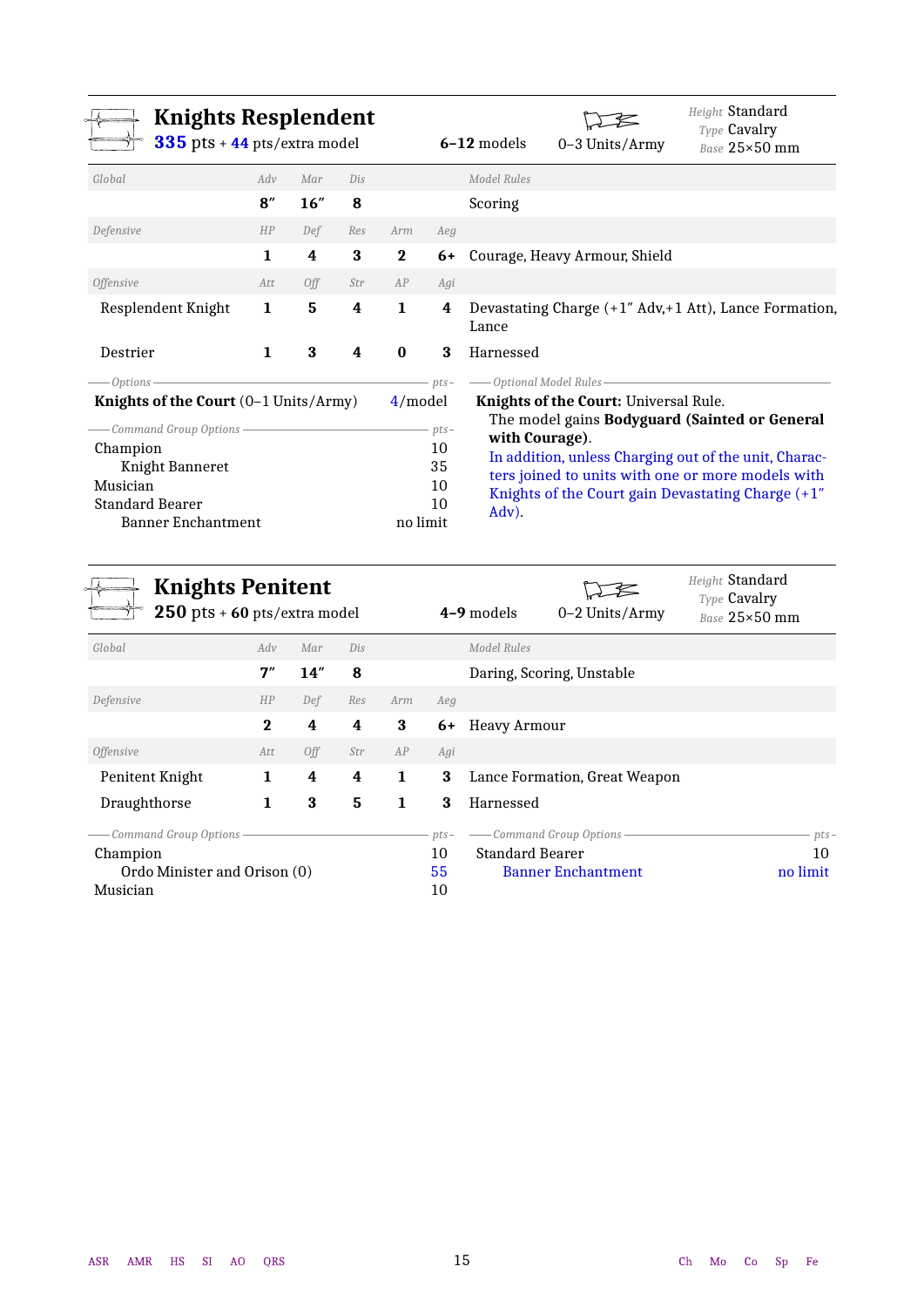## Knights Resplendent

**335** pts + **44** pts/extra model | **6–12** models | 0–3 Units/Army | *Height* Standard, *Type* Cavalry, *Base* 25×50 mm

| *Global* | *Adv* | *Mar* | *Dis* | | | *Model Rules* |
|---|---|---|---|---|---|---|
| | **8″** | **16″** | **8** | | | Scoring |
| *Defensive* | *HP* | *Def* | *Res* | *Arm* | *Aeg* | |
| | **1** | **4** | **3** | **2** | **6+** | Courage, Heavy Armour, Shield |
| *Offensive* | *Att* | *Off* | *Str* | *AP* | *Agi* | |
| Resplendent Knight | **1** | **5** | **4** | **1** | **4** | Devastating Charge (+1″ Adv,+1 Att), Lance Formation, Lance |
| Destrier | **1** | **3** | **4** | **0** | **3** | Harnessed |

*Options* — *pts*

**Knights of the Court** (0–1 Units/Army) — 4/model

*Command Group Options* — *pts*

- Champion — 10
  - Knight Banneret — 35
- Musician — 10
- Standard Bearer — 10
  - Banner Enchantment — no limit

*Optional Model Rules*

**Knights of the Court:** Universal Rule.
The model gains **Bodyguard (Sainted or General with Courage)**.
In addition, unless Charging out of the unit, Characters joined to units with one or more models with Knights of the Court gain Devastating Charge (+1″ Adv).

## Knights Penitent

**250** pts + **60** pts/extra model | **4–9** models | 0–2 Units/Army | *Height* Standard, *Type* Cavalry, *Base* 25×50 mm

| *Global* | *Adv* | *Mar* | *Dis* | | | *Model Rules* |
|---|---|---|---|---|---|---|
| | **7″** | **14″** | **8** | | | Daring, Scoring, Unstable |
| *Defensive* | *HP* | *Def* | *Res* | *Arm* | *Aeg* | |
| | **2** | **4** | **4** | **3** | **6+** | Heavy Armour |
| *Offensive* | *Att* | *Off* | *Str* | *AP* | *Agi* | |
| Penitent Knight | **1** | **4** | **4** | **1** | **3** | Lance Formation, Great Weapon |
| Draughthorse | **1** | **3** | **5** | **1** | **3** | Harnessed |

*Command Group Options* — *pts*

- Champion — 10
  - Ordo Minister and Orison (0) — 55
- Musician — 10
- Standard Bearer — 10
  - Banner Enchantment — no limit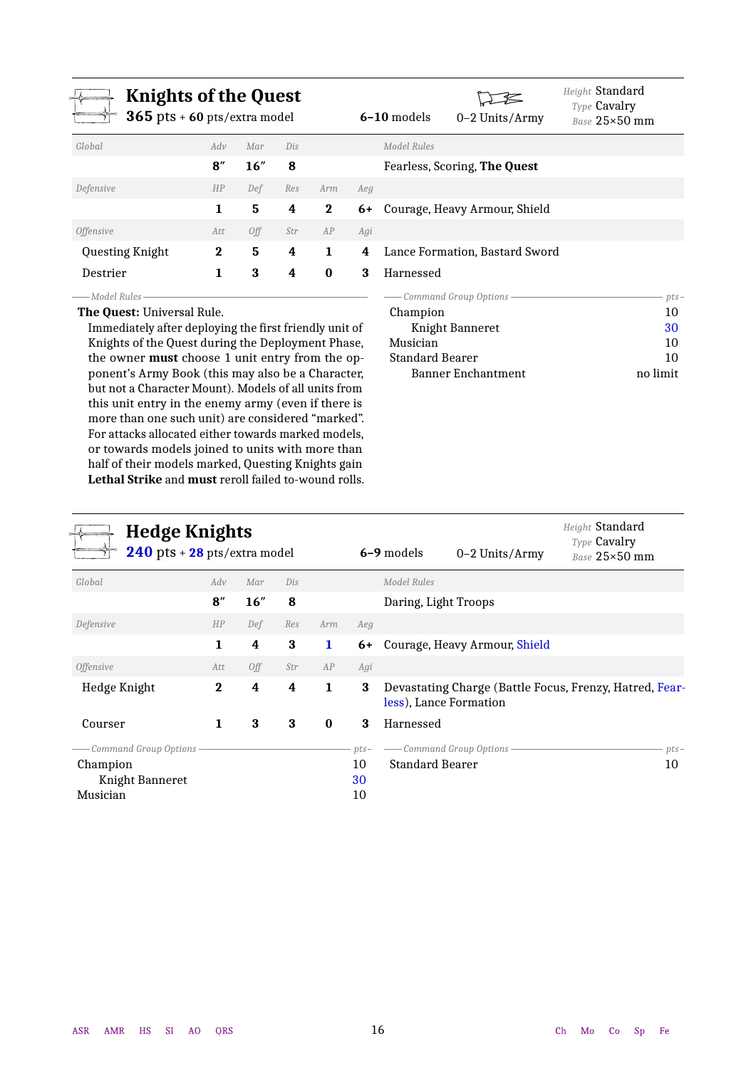## Knights of the Quest

**365** pts + **60** pts/extra model | **6–10** models | 0–2 Units/Army | *Height* Standard, *Type* Cavalry, *Base* 25×50 mm

| Global | Adv | Mar | Dis | | | Model Rules |
|---|---|---|---|---|---|---|
| | **8″** | **16″** | **8** | | | Fearless, Scoring, **The Quest** |
| *Defensive* | *HP* | *Def* | *Res* | *Arm* | *Aeg* | |
| | **1** | **5** | **4** | **2** | **6+** | Courage, Heavy Armour, Shield |
| *Offensive* | *Att* | *Off* | *Str* | *AP* | *Agi* | |
| Questing Knight | **2** | **5** | **4** | **1** | **4** | Lance Formation, Bastard Sword |
| Destrier | **1** | **3** | **4** | **0** | **3** | Harnessed |

*Model Rules*

**The Quest:** Universal Rule.
Immediately after deploying the first friendly unit of Knights of the Quest during the Deployment Phase, the owner **must** choose 1 unit entry from the opponent's Army Book (this may also be a Character, but not a Character Mount). Models of all units from this unit entry in the enemy army (even if there is more than one such unit) are considered "marked". For attacks allocated either towards marked models, or towards models joined to units with more than half of their models marked, Questing Knights gain **Lethal Strike** and **must** reroll failed to-wound rolls.

| Command Group Options | pts |
|---|---|
| Champion | 10 |
| Knight Banneret | 30 |
| Musician | 10 |
| Standard Bearer | 10 |
| Banner Enchantment | no limit |

## Hedge Knights

**240** pts + **28** pts/extra model | **6–9** models | 0–2 Units/Army | *Height* Standard, *Type* Cavalry, *Base* 25×50 mm

| Global | Adv | Mar | Dis | | | Model Rules |
|---|---|---|---|---|---|---|
| | **8″** | **16″** | **8** | | | Daring, Light Troops |
| *Defensive* | *HP* | *Def* | *Res* | *Arm* | *Aeg* | |
| | **1** | **4** | **3** | **1** | **6+** | Courage, Heavy Armour, Shield |
| *Offensive* | *Att* | *Off* | *Str* | *AP* | *Agi* | |
| Hedge Knight | **2** | **4** | **4** | **1** | **3** | Devastating Charge (Battle Focus, Frenzy, Hatred, Fearless), Lance Formation |
| Courser | **1** | **3** | **3** | **0** | **3** | Harnessed |

| Command Group Options | pts |
|---|---|
| Champion | 10 |
| Knight Banneret | 30 |
| Musician | 10 |
| Standard Bearer | 10 |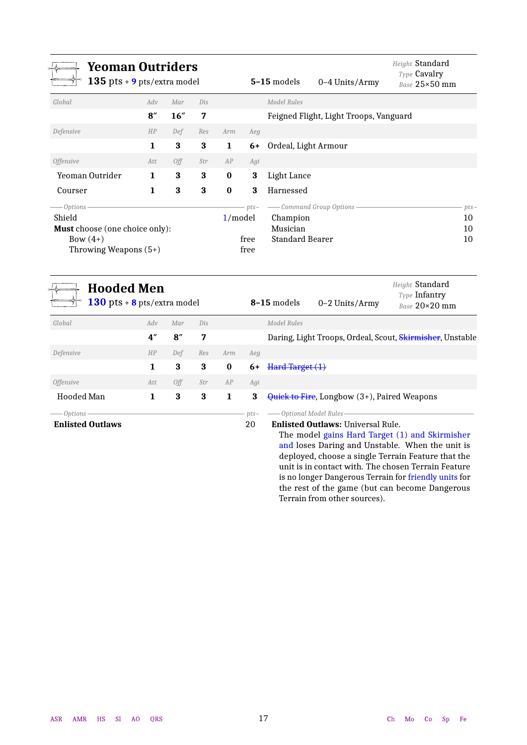## Yeoman Outriders

**135** pts + **9** pts/extra model — **5–15** models — 0–4 Units/Army

*Height* Standard
*Type* Cavalry
*Base* 25×50 mm

| *Global* | *Adv* | *Mar* | *Dis* | | | *Model Rules* |
|---|---|---|---|---|---|---|
| | **8″** | **16″** | **7** | | | Feigned Flight, Light Troops, Vanguard |
| *Defensive* | *HP* | *Def* | *Res* | *Arm* | *Aeg* | |
| | **1** | **3** | **3** | **1** | **6+** | Ordeal, Light Armour |
| *Offensive* | *Att* | *Off* | *Str* | *AP* | *Agi* | |
| Yeoman Outrider | **1** | **3** | **3** | **0** | **3** | Light Lance |
| Courser | **1** | **3** | **3** | **0** | **3** | Harnessed |

*Options*

| | *pts* |
|---|---|
| Shield | 1/model |
| **Must** choose (one choice only): | |
| Bow (4+) | free |
| Throwing Weapons (5+) | free |

*Command Group Options*

| | *pts* |
|---|---|
| Champion | 10 |
| Musician | 10 |
| Standard Bearer | 10 |

## Hooded Men

**130** pts + **8** pts/extra model — **8–15** models — 0–2 Units/Army

*Height* Standard
*Type* Infantry
*Base* 20×20 mm

| *Global* | *Adv* | *Mar* | *Dis* | | | *Model Rules* |
|---|---|---|---|---|---|---|
| | **4″** | **8″** | **7** | | | Daring, Light Troops, Ordeal, Scout, ~~Skirmisher~~, Unstable |
| *Defensive* | *HP* | *Def* | *Res* | *Arm* | *Aeg* | |
| | **1** | **3** | **3** | **0** | **6+** | ~~Hard Target (1)~~ |
| *Offensive* | *Att* | *Off* | *Str* | *AP* | *Agi* | |
| Hooded Man | **1** | **3** | **3** | **1** | **3** | ~~Quick to Fire~~, Longbow (3+), Paired Weapons |

*Options*

| | *pts* |
|---|---|
| **Enlisted Outlaws** | 20 |

*Optional Model Rules*

**Enlisted Outlaws:** Universal Rule.
The model gains Hard Target (1) and Skirmisher and loses Daring and Unstable. When the unit is deployed, choose a single Terrain Feature that the unit is in contact with. The chosen Terrain Feature is no longer Dangerous Terrain for friendly units for the rest of the game (but can become Dangerous Terrain from other sources).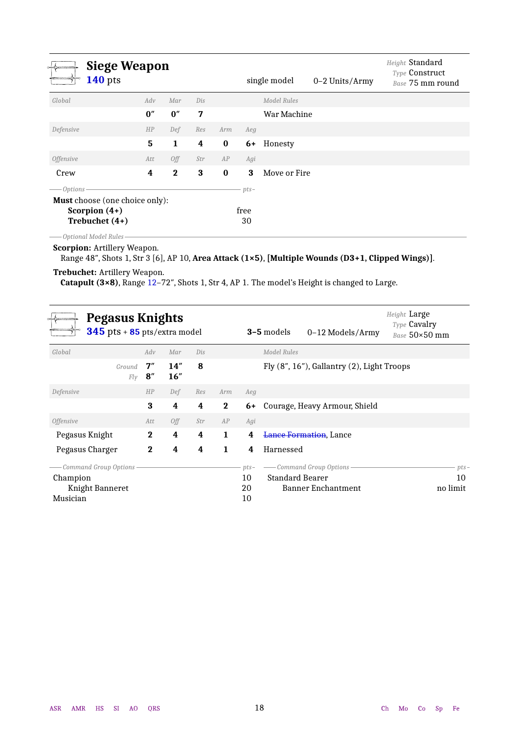## Siege Weapon

**140** pts — single model — 0–2 Units/Army

*Height* Standard
*Type* Construct
*Base* 75 mm round

| *Global* | *Adv* | *Mar* | *Dis* | | | *Model Rules* |
|---|---|---|---|---|---|---|
| | **0″** | **0″** | **7** | | | War Machine |
| *Defensive* | *HP* | *Def* | *Res* | *Arm* | *Aeg* | |
| | **5** | **1** | **4** | **0** | **6+** | Honesty |
| *Offensive* | *Att* | *Off* | *Str* | *AP* | *Agi* | |
| Crew | **4** | **2** | **3** | **0** | **3** | Move or Fire |

*Options* — *pts*

**Must** choose (one choice only):

| | |
|---|---|
| **Scorpion (4+)** | free |
| **Trebuchet (4+)** | 30 |

*Optional Model Rules*

**Scorpion:** Artillery Weapon.
Range 48″, Shots 1, Str 3 [6], AP 10, **Area Attack (1×5)**, **[Multiple Wounds (D3+1, Clipped Wings)]**.

**Trebuchet:** Artillery Weapon.
**Catapult (3×8)**, Range 12–72″, Shots 1, Str 4, AP 1. The model's Height is changed to Large.

## Pegasus Knights

**345** pts + **85** pts/extra model — **3–5** models — 0–12 Models/Army

*Height* Large
*Type* Cavalry
*Base* 50×50 mm

| *Global* | *Adv* | *Mar* | *Dis* | | | *Model Rules* |
|---|---|---|---|---|---|---|
| *Ground* | **7″** | **14″** | **8** | | | Fly (8″, 16″), Gallantry (2), Light Troops |
| *Fly* | **8″** | **16″** | | | | |
| *Defensive* | *HP* | *Def* | *Res* | *Arm* | *Aeg* | |
| | **3** | **4** | **4** | **2** | **6+** | Courage, Heavy Armour, Shield |
| *Offensive* | *Att* | *Off* | *Str* | *AP* | *Agi* | |
| Pegasus Knight | **2** | **4** | **4** | **1** | **4** | ~~Lance Formation~~, Lance |
| Pegasus Charger | **2** | **4** | **4** | **1** | **4** | Harnessed |

*Command Group Options* — *pts*

| | |
|---|---|
| Champion | 10 |
| Knight Banneret | 20 |
| Musician | 10 |

*Command Group Options* — *pts*

| | |
|---|---|
| Standard Bearer | 10 |
| Banner Enchantment | no limit |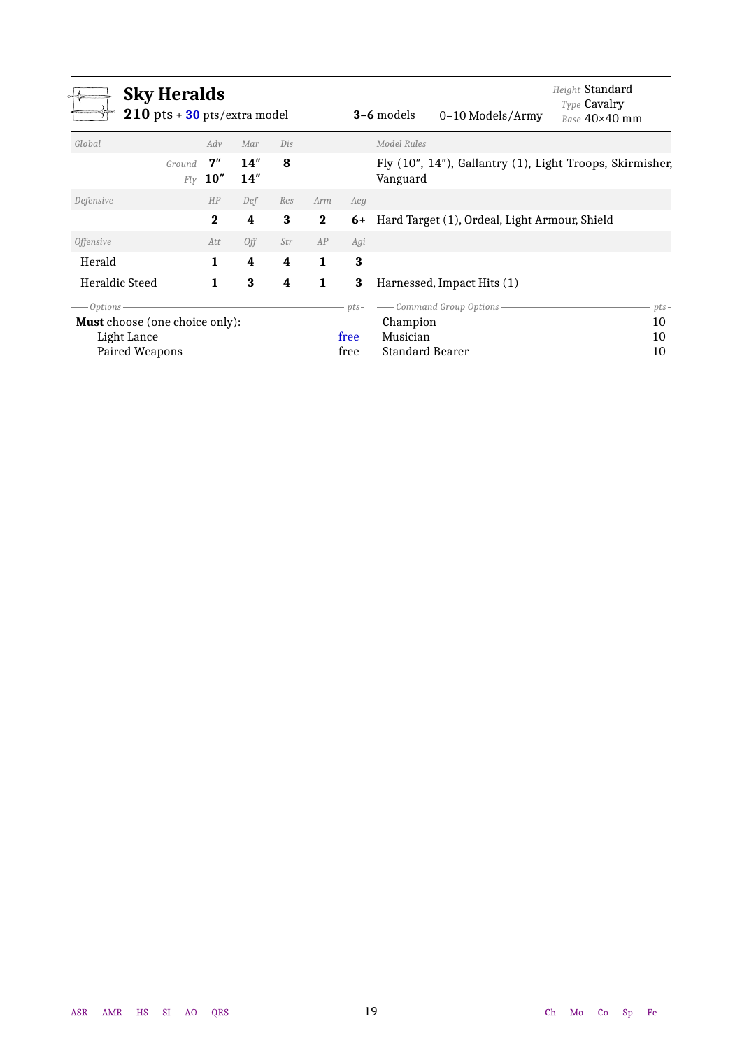## Sky Heralds

**210** pts + **30** pts/extra model | **3–6** models | 0–10 Models/Army

*Height* Standard
*Type* Cavalry
*Base* 40×40 mm

| *Global* | *Adv* | *Mar* | *Dis* | | | *Model Rules* |
|---|---|---|---|---|---|---|
| *Ground* | **7″** | **14″** | **8** | | | Fly (10″, 14″), Gallantry (1), Light Troops, Skirmisher, Vanguard |
| *Fly* | **10″** | **14″** | | | | |
| *Defensive* | *HP* | *Def* | *Res* | *Arm* | *Aeg* | |
| | **2** | **4** | **3** | **2** | **6+** | Hard Target (1), Ordeal, Light Armour, Shield |
| *Offensive* | *Att* | *Off* | *Str* | *AP* | *Agi* | |
| Herald | **1** | **4** | **4** | **1** | **3** | |
| Heraldic Steed | **1** | **3** | **4** | **1** | **3** | Harnessed, Impact Hits (1) |

| *Options* | *pts* |
|---|---|
| **Must** choose (one choice only): | |
| Light Lance | free |
| Paired Weapons | free |

| *Command Group Options* | *pts* |
|---|---|
| Champion | 10 |
| Musician | 10 |
| Standard Bearer | 10 |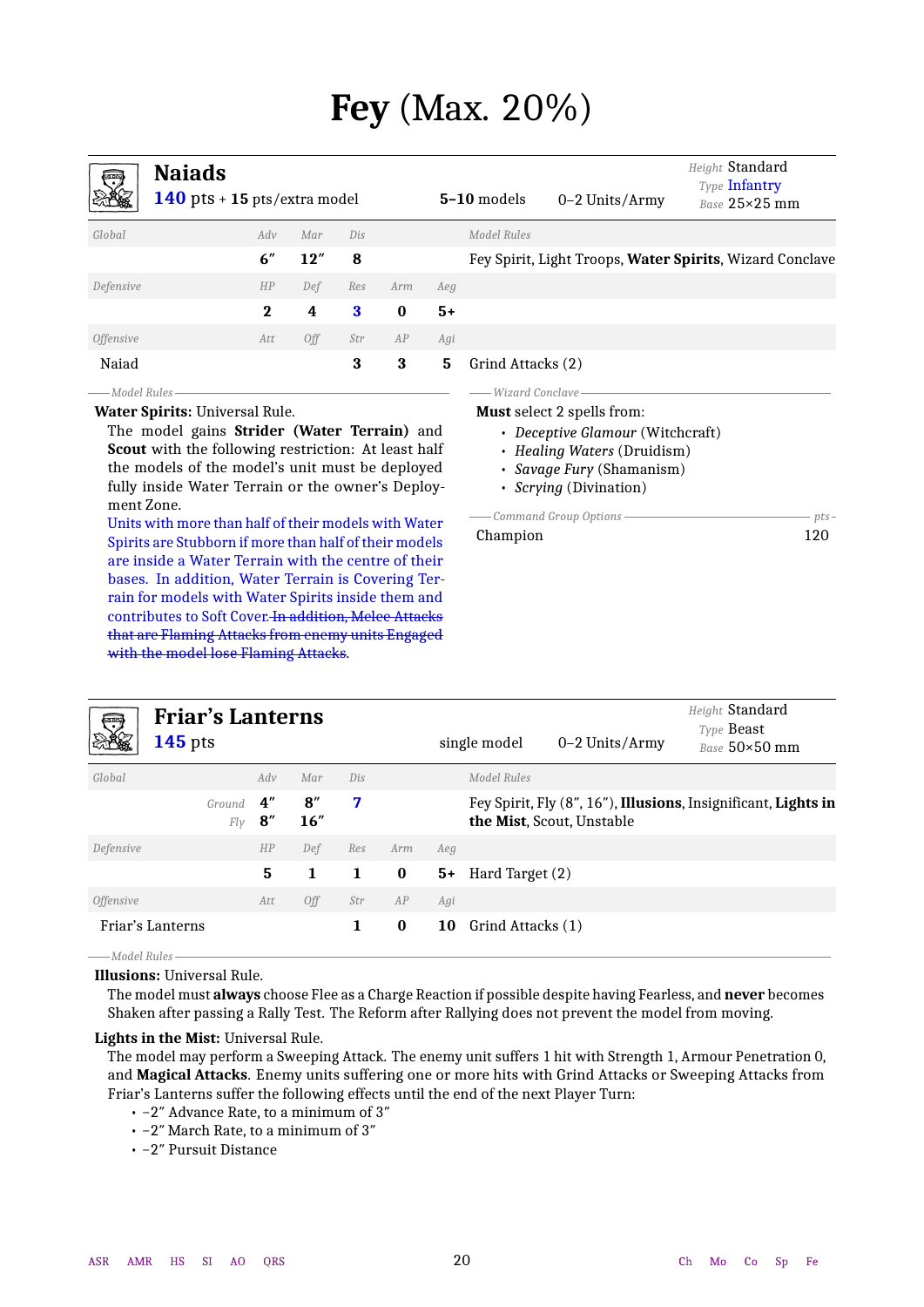# Fey (Max. 20%)

## Naiads

**140** pts + **15** pts/extra model | **5–10** models | 0–2 Units/Army

*Height* Standard | *Type* Infantry | *Base* 25×25 mm

| Global | Adv | Mar | Dis | | | Model Rules |
|---|---|---|---|---|---|---|
| | **6″** | **12″** | **8** | | | Fey Spirit, Light Troops, **Water Spirits**, Wizard Conclave |
| **Defensive** | **HP** | **Def** | **Res** | **Arm** | **Aeg** | |
| | **2** | **4** | **3** | **0** | **5+** | |
| **Offensive** | **Att** | **Off** | **Str** | **AP** | **Agi** | |
| Naiad | | | **3** | **3** | **5** | Grind Attacks (2) |

*Model Rules*

**Water Spirits:** Universal Rule.

The model gains **Strider (Water Terrain)** and **Scout** with the following restriction: At least half the models of the model's unit must be deployed fully inside Water Terrain or the owner's Deployment Zone.

Units with more than half of their models with Water Spirits are Stubborn if more than half of their models are inside a Water Terrain with the centre of their bases. In addition, Water Terrain is Covering Terrain for models with Water Spirits inside them and contributes to Soft Cover. ~~In addition, Melee Attacks that are Flaming Attacks from enemy units Engaged with the model lose Flaming Attacks.~~

*Wizard Conclave*

**Must** select 2 spells from:

- *Deceptive Glamour* (Witchcraft)
- *Healing Waters* (Druidism)
- *Savage Fury* (Shamanism)
- *Scrying* (Divination)

*Command Group Options*

| | pts |
|---|---|
| Champion | 120 |

## Friar's Lanterns

**145** pts | single model | 0–2 Units/Army

*Height* Standard | *Type* Beast | *Base* 50×50 mm

| Global | | Adv | Mar | Dis | | | Model Rules |
|---|---|---|---|---|---|---|---|
| | Ground | **4″** | **8″** | **7** | | | Fey Spirit, Fly (8″, 16″), **Illusions**, Insignificant, **Lights in the Mist**, Scout, Unstable |
| | Fly | **8″** | **16″** | | | | |
| **Defensive** | | **HP** | **Def** | **Res** | **Arm** | **Aeg** | |
| | | **5** | **1** | **1** | **0** | **5+** | Hard Target (2) |
| **Offensive** | | **Att** | **Off** | **Str** | **AP** | **Agi** | |
| Friar's Lanterns | | | | **1** | **0** | **10** | Grind Attacks (1) |

*Model Rules*

**Illusions:** Universal Rule.

The model must **always** choose Flee as a Charge Reaction if possible despite having Fearless, and **never** becomes Shaken after passing a Rally Test. The Reform after Rallying does not prevent the model from moving.

**Lights in the Mist:** Universal Rule.

The model may perform a Sweeping Attack. The enemy unit suffers 1 hit with Strength 1, Armour Penetration 0, and **Magical Attacks**. Enemy units suffering one or more hits with Grind Attacks or Sweeping Attacks from Friar's Lanterns suffer the following effects until the end of the next Player Turn:

- −2″ Advance Rate, to a minimum of 3″
- −2″ March Rate, to a minimum of 3″
- −2″ Pursuit Distance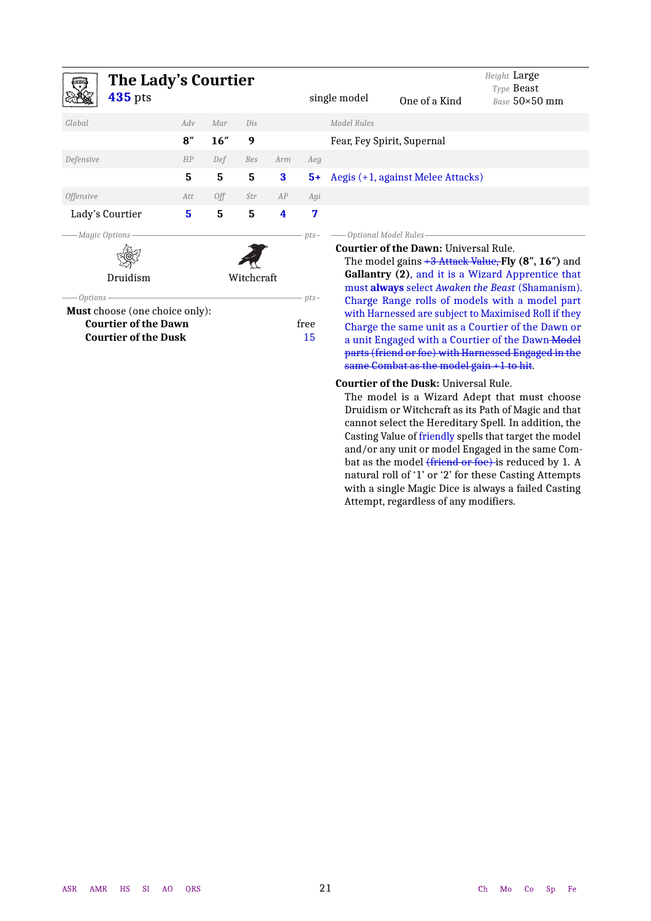# The Lady's Courtier

**435** pts

single model — One of a Kind

*Height* Large
*Type* Beast
*Base* 50×50 mm

| *Global* | *Adv* | *Mar* | *Dis* | | | *Model Rules* |
|---|---|---|---|---|---|---|
| | **8″** | **16″** | **9** | | | Fear, Fey Spirit, Supernal |
| *Defensive* | *HP* | *Def* | *Res* | *Arm* | *Aeg* | |
| | **5** | **5** | **5** | **3** | **5+** | Aegis (+1, against Melee Attacks) |
| *Offensive* | *Att* | *Off* | *Str* | *AP* | *Agi* | |
| Lady's Courtier | **5** | **5** | **5** | **4** | **7** | |

*Magic Options*

Druidism — Witchcraft

*Options*

**Must** choose (one choice only):

| | *pts* |
|---|---|
| **Courtier of the Dawn** | free |
| **Courtier of the Dusk** | 15 |

*Optional Model Rules*

**Courtier of the Dawn:** Universal Rule.
The model gains ~~+3 Attack Value,~~ **Fly (8″, 16″)** and **Gallantry (2)**, and it is a Wizard Apprentice that must **always** select *Awaken the Beast* (Shamanism). Charge Range rolls of models with a model part with Harnessed are subject to Maximised Roll if they Charge the same unit as a Courtier of the Dawn or a unit Engaged with a Courtier of the Dawn ~~Model parts (friend or foe) with Harnessed Engaged in the same Combat as the model gain +1 to hit~~.

**Courtier of the Dusk:** Universal Rule.
The model is a Wizard Adept that must choose Druidism or Witchcraft as its Path of Magic and that cannot select the Hereditary Spell. In addition, the Casting Value of friendly spells that target the model and/or any unit or model Engaged in the same Combat as the model ~~(friend or foe)~~ is reduced by 1. A natural roll of '1' or '2' for these Casting Attempts with a single Magic Dice is always a failed Casting Attempt, regardless of any modifiers.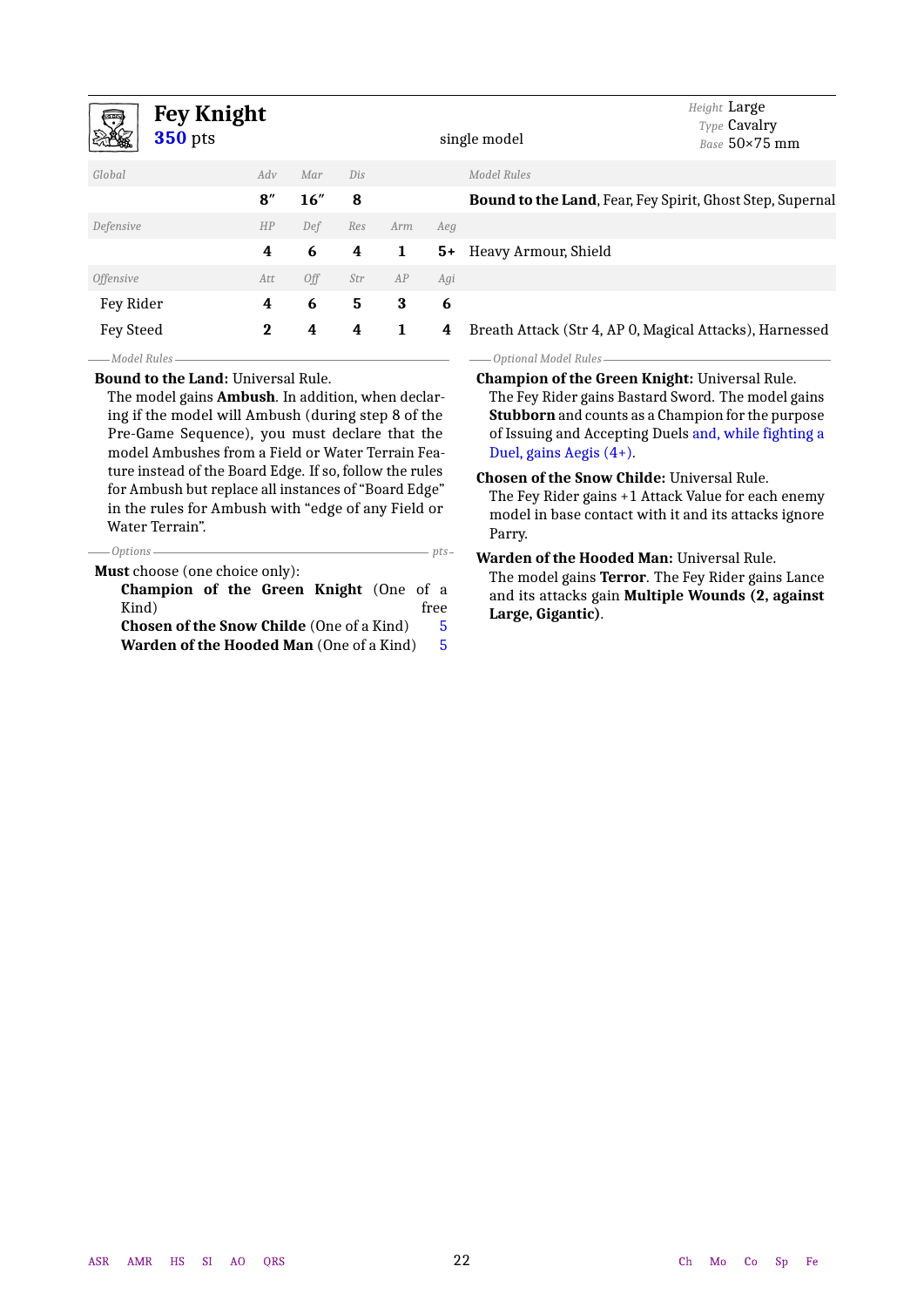## Fey Knight

**350** pts — single model

Height Large
Type Cavalry
Base 50×75 mm

| Global | Adv | Mar | Dis | | | Model Rules |
|---|---|---|---|---|---|---|
| | 8″ | 16″ | 8 | | | **Bound to the Land**, Fear, Fey Spirit, Ghost Step, Supernal |
| *Defensive* | *HP* | *Def* | *Res* | *Arm* | *Aeg* | |
| | 4 | 6 | 4 | 1 | 5+ | Heavy Armour, Shield |
| *Offensive* | *Att* | *Off* | *Str* | *AP* | *Agi* | |
| Fey Rider | 4 | 6 | 5 | 3 | 6 | |
| Fey Steed | 2 | 4 | 4 | 1 | 4 | Breath Attack (Str 4, AP 0, Magical Attacks), Harnessed |

### Model Rules

**Bound to the Land:** Universal Rule.
The model gains **Ambush**. In addition, when declaring if the model will Ambush (during step 8 of the Pre-Game Sequence), you must declare that the model Ambushes from a Field or Water Terrain Feature instead of the Board Edge. If so, follow the rules for Ambush but replace all instances of "Board Edge" in the rules for Ambush with "edge of any Field or Water Terrain".

### Options

**Must** choose (one choice only):

| Option | pts |
|---|---|
| **Champion of the Green Knight** (One of a Kind) | free |
| **Chosen of the Snow Childe** (One of a Kind) | 5 |
| **Warden of the Hooded Man** (One of a Kind) | 5 |

### Optional Model Rules

**Champion of the Green Knight:** Universal Rule.
The Fey Rider gains Bastard Sword. The model gains **Stubborn** and counts as a Champion for the purpose of Issuing and Accepting Duels and, while fighting a Duel, gains Aegis (4+).

**Chosen of the Snow Childe:** Universal Rule.
The Fey Rider gains +1 Attack Value for each enemy model in base contact with it and its attacks ignore Parry.

**Warden of the Hooded Man:** Universal Rule.
The model gains **Terror**. The Fey Rider gains Lance and its attacks gain **Multiple Wounds (2, against Large, Gigantic)**.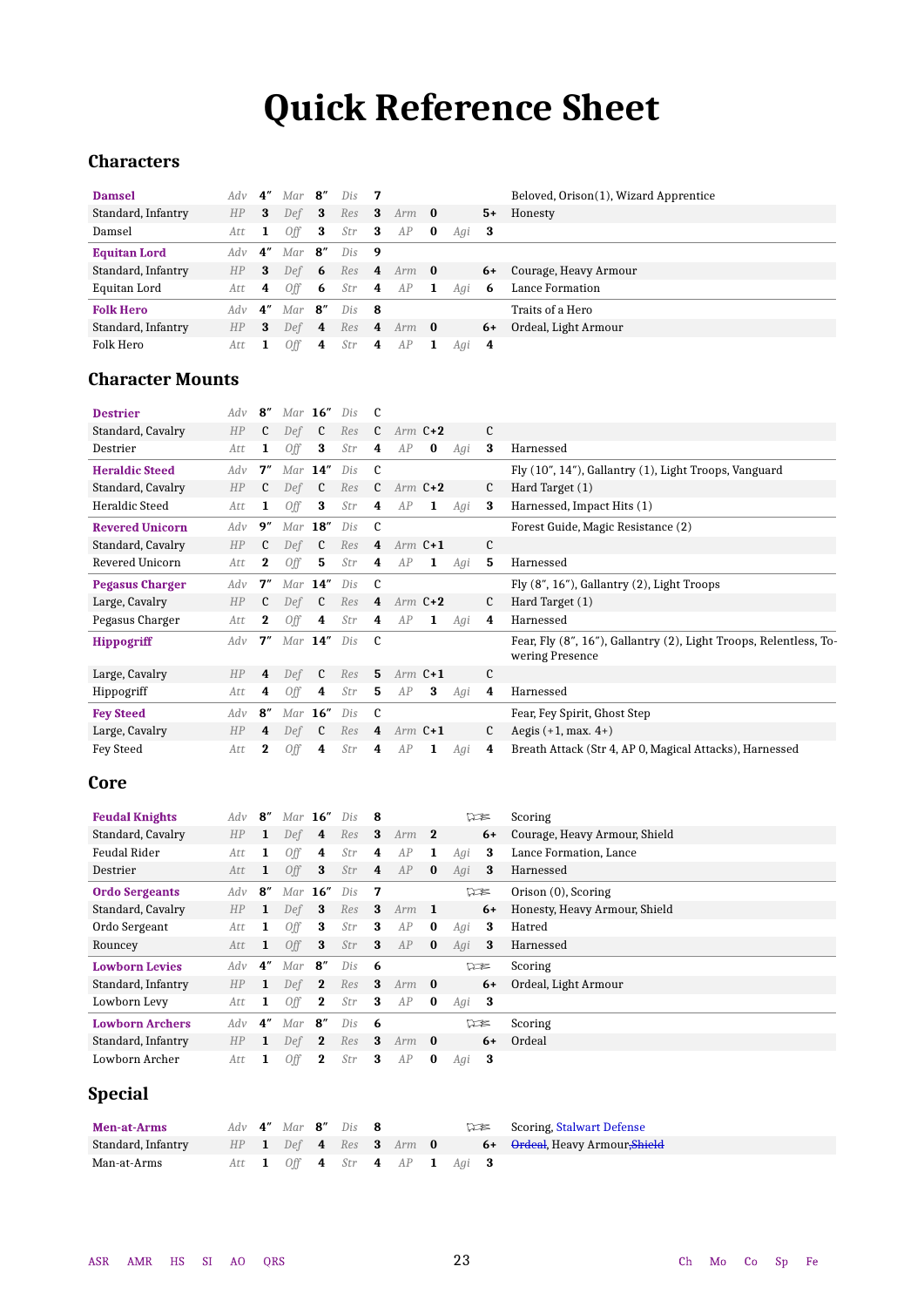# Quick Reference Sheet

## Characters

| | | | | | | | | | | | Rules |
|---|---|---|---|---|---|---|---|---|---|---|---|
| **Damsel** | *Adv* | **4″** | *Mar* | **8″** | *Dis* | **7** | | | | | Beloved, Orison(1), Wizard Apprentice |
| Standard, Infantry | *HP* | **3** | *Def* | **3** | *Res* | **3** | *Arm* | **0** | | **5+** | Honesty |
| Damsel | *Att* | **1** | *Off* | **3** | *Str* | **3** | *AP* | **0** | *Agi* | **3** | |
| **Equitan Lord** | *Adv* | **4″** | *Mar* | **8″** | *Dis* | **9** | | | | | |
| Standard, Infantry | *HP* | **3** | *Def* | **6** | *Res* | **4** | *Arm* | **0** | | **6+** | Courage, Heavy Armour |
| Equitan Lord | *Att* | **4** | *Off* | **6** | *Str* | **4** | *AP* | **1** | *Agi* | **6** | Lance Formation |
| **Folk Hero** | *Adv* | **4″** | *Mar* | **8″** | *Dis* | **8** | | | | | Traits of a Hero |
| Standard, Infantry | *HP* | **3** | *Def* | **4** | *Res* | **4** | *Arm* | **0** | | **6+** | Ordeal, Light Armour |
| Folk Hero | *Att* | **1** | *Off* | **4** | *Str* | **4** | *AP* | **1** | *Agi* | **4** | |

## Character Mounts

| | | | | | | | | | | | Rules |
|---|---|---|---|---|---|---|---|---|---|---|---|
| **Destrier** | *Adv* | **8″** | *Mar* | **16″** | *Dis* | C | | | | | |
| Standard, Cavalry | *HP* | C | *Def* | C | *Res* | C | *Arm* | **C+2** | | C | |
| Destrier | *Att* | **1** | *Off* | **3** | *Str* | **4** | *AP* | **0** | *Agi* | **3** | Harnessed |
| **Heraldic Steed** | *Adv* | **7″** | *Mar* | **14″** | *Dis* | C | | | | | Fly (10″, 14″), Gallantry (1), Light Troops, Vanguard |
| Standard, Cavalry | *HP* | C | *Def* | C | *Res* | C | *Arm* | **C+2** | | C | Hard Target (1) |
| Heraldic Steed | *Att* | **1** | *Off* | **3** | *Str* | **4** | *AP* | **1** | *Agi* | **3** | Harnessed, Impact Hits (1) |
| **Revered Unicorn** | *Adv* | **9″** | *Mar* | **18″** | *Dis* | C | | | | | Forest Guide, Magic Resistance (2) |
| Standard, Cavalry | *HP* | C | *Def* | C | *Res* | **4** | *Arm* | **C+1** | | C | |
| Revered Unicorn | *Att* | **2** | *Off* | **5** | *Str* | **4** | *AP* | **1** | *Agi* | **5** | Harnessed |
| **Pegasus Charger** | *Adv* | **7″** | *Mar* | **14″** | *Dis* | C | | | | | Fly (8″, 16″), Gallantry (2), Light Troops |
| Large, Cavalry | *HP* | C | *Def* | C | *Res* | **4** | *Arm* | **C+2** | | C | Hard Target (1) |
| Pegasus Charger | *Att* | **2** | *Off* | **4** | *Str* | **4** | *AP* | **1** | *Agi* | **4** | Harnessed |
| **Hippogriff** | *Adv* | **7″** | *Mar* | **14″** | *Dis* | C | | | | | Fear, Fly (8″, 16″), Gallantry (2), Light Troops, Relentless, Towering Presence |
| Large, Cavalry | *HP* | **4** | *Def* | C | *Res* | **5** | *Arm* | **C+1** | | C | |
| Hippogriff | *Att* | **4** | *Off* | **4** | *Str* | **5** | *AP* | **3** | *Agi* | **4** | Harnessed |
| **Fey Steed** | *Adv* | **8″** | *Mar* | **16″** | *Dis* | C | | | | | Fear, Fey Spirit, Ghost Step |
| Large, Cavalry | *HP* | **4** | *Def* | C | *Res* | **4** | *Arm* | **C+1** | | C | Aegis (+1, max. 4+) |
| Fey Steed | *Att* | **2** | *Off* | **4** | *Str* | **4** | *AP* | **1** | *Agi* | **4** | Breath Attack (Str 4, AP 0, Magical Attacks), Harnessed |

## Core

| | | | | | | | | | | | Rules |
|---|---|---|---|---|---|---|---|---|---|---|---|
| **Feudal Knights** | *Adv* | **8″** | *Mar* | **16″** | *Dis* | **8** | | | | ⚐ | Scoring |
| Standard, Cavalry | *HP* | **1** | *Def* | **4** | *Res* | **3** | *Arm* | **2** | | **6+** | Courage, Heavy Armour, Shield |
| Feudal Rider | *Att* | **1** | *Off* | **4** | *Str* | **4** | *AP* | **1** | *Agi* | **3** | Lance Formation, Lance |
| Destrier | *Att* | **1** | *Off* | **3** | *Str* | **4** | *AP* | **0** | *Agi* | **3** | Harnessed |
| **Ordo Sergeants** | *Adv* | **8″** | *Mar* | **16″** | *Dis* | **7** | | | | ⚐ | Orison (0), Scoring |
| Standard, Cavalry | *HP* | **1** | *Def* | **3** | *Res* | **3** | *Arm* | **1** | | **6+** | Honesty, Heavy Armour, Shield |
| Ordo Sergeant | *Att* | **1** | *Off* | **3** | *Str* | **3** | *AP* | **0** | *Agi* | **3** | Hatred |
| Rouncey | *Att* | **1** | *Off* | **3** | *Str* | **3** | *AP* | **0** | *Agi* | **3** | Harnessed |
| **Lowborn Levies** | *Adv* | **4″** | *Mar* | **8″** | *Dis* | **6** | | | | ⚐ | Scoring |
| Standard, Infantry | *HP* | **1** | *Def* | **2** | *Res* | **3** | *Arm* | **0** | | **6+** | Ordeal, Light Armour |
| Lowborn Levy | *Att* | **1** | *Off* | **2** | *Str* | **3** | *AP* | **0** | *Agi* | **3** | |
| **Lowborn Archers** | *Adv* | **4″** | *Mar* | **8″** | *Dis* | **6** | | | | ⚐ | Scoring |
| Standard, Infantry | *HP* | **1** | *Def* | **2** | *Res* | **3** | *Arm* | **0** | | **6+** | Ordeal |
| Lowborn Archer | *Att* | **1** | *Off* | **2** | *Str* | **3** | *AP* | **0** | *Agi* | **3** | |

## Special

| | | | | | | | | | | | Rules |
|---|---|---|---|---|---|---|---|---|---|---|---|
| **Men-at-Arms** | *Adv* | **4″** | *Mar* | **8″** | *Dis* | **8** | | | | ⚐ | Scoring, Stalwart Defense |
| Standard, Infantry | *HP* | **1** | *Def* | **4** | *Res* | **3** | *Arm* | **0** | | **6+** | ~~Ordeal~~, Heavy Armour, ~~Shield~~ |
| Man-at-Arms | *Att* | **1** | *Off* | **4** | *Str* | **4** | *AP* | **1** | *Agi* | **3** | |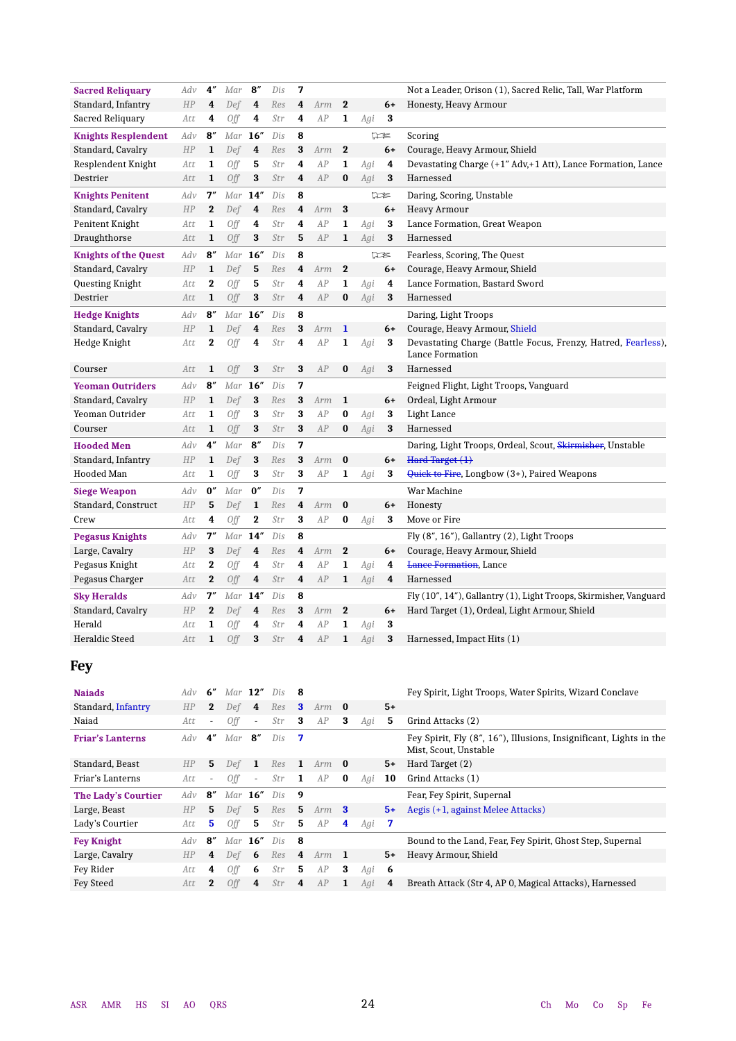| | | | | | | | | | | | | | |
|---|---|---|---|---|---|---|---|---|---|---|---|---|---|
| **Sacred Reliquary** | Adv | 4″ | Mar | 8″ | Dis | 7 | | | | | | | Not a Leader, Orison (1), Sacred Relic, Tall, War Platform |
| Standard, Infantry | HP | 4 | Def | 4 | Res | 4 | Arm | 2 | | | | 6+ | Honesty, Heavy Armour |
| Sacred Reliquary | Att | 4 | Off | 4 | Str | 4 | AP | 1 | Agi | 3 | | | |
| **Knights Resplendent** | Adv | 8″ | Mar | 16″ | Dis | 8 | | | | | | | Scoring |
| Standard, Cavalry | HP | 1 | Def | 4 | Res | 3 | Arm | 2 | | | | 6+ | Courage, Heavy Armour, Shield |
| Resplendent Knight | Att | 1 | Off | 5 | Str | 4 | AP | 1 | Agi | 4 | | | Devastating Charge (+1″ Adv,+1 Att), Lance Formation, Lance |
| Destrier | Att | 1 | Off | 3 | Str | 4 | AP | 0 | Agi | 3 | | | Harnessed |
| **Knights Penitent** | Adv | 7″ | Mar | 14″ | Dis | 8 | | | | | | | Daring, Scoring, Unstable |
| Standard, Cavalry | HP | 2 | Def | 4 | Res | 4 | Arm | 3 | | | | 6+ | Heavy Armour |
| Penitent Knight | Att | 1 | Off | 4 | Str | 4 | AP | 1 | Agi | 3 | | | Lance Formation, Great Weapon |
| Draughthorse | Att | 1 | Off | 3 | Str | 5 | AP | 1 | Agi | 3 | | | Harnessed |
| **Knights of the Quest** | Adv | 8″ | Mar | 16″ | Dis | 8 | | | | | | | Fearless, Scoring, The Quest |
| Standard, Cavalry | HP | 1 | Def | 5 | Res | 4 | Arm | 2 | | | | 6+ | Courage, Heavy Armour, Shield |
| Questing Knight | Att | 2 | Off | 5 | Str | 4 | AP | 1 | Agi | 4 | | | Lance Formation, Bastard Sword |
| Destrier | Att | 1 | Off | 3 | Str | 4 | AP | 0 | Agi | 3 | | | Harnessed |
| **Hedge Knights** | Adv | 8″ | Mar | 16″ | Dis | 8 | | | | | | | Daring, Light Troops |
| Standard, Cavalry | HP | 1 | Def | 4 | Res | 3 | Arm | 1 | | | | 6+ | Courage, Heavy Armour, Shield |
| Hedge Knight | Att | 2 | Off | 4 | Str | 4 | AP | 1 | Agi | 3 | | | Devastating Charge (Battle Focus, Frenzy, Hatred, Fearless), Lance Formation |
| Courser | Att | 1 | Off | 3 | Str | 3 | AP | 0 | Agi | 3 | | | Harnessed |
| **Yeoman Outriders** | Adv | 8″ | Mar | 16″ | Dis | 7 | | | | | | | Feigned Flight, Light Troops, Vanguard |
| Standard, Cavalry | HP | 1 | Def | 3 | Res | 3 | Arm | 1 | | | | 6+ | Ordeal, Light Armour |
| Yeoman Outrider | Att | 1 | Off | 3 | Str | 3 | AP | 0 | Agi | 3 | | | Light Lance |
| Courser | Att | 1 | Off | 3 | Str | 3 | AP | 0 | Agi | 3 | | | Harnessed |
| **Hooded Men** | Adv | 4″ | Mar | 8″ | Dis | 7 | | | | | | | Daring, Light Troops, Ordeal, Scout, ~~Skirmisher~~, Unstable |
| Standard, Infantry | HP | 1 | Def | 3 | Res | 3 | Arm | 0 | | | | 6+ | ~~Hard Target (1)~~ |
| Hooded Man | Att | 1 | Off | 3 | Str | 3 | AP | 1 | Agi | 3 | | | ~~Quick to Fire~~, Longbow (3+), Paired Weapons |
| **Siege Weapon** | Adv | 0″ | Mar | 0″ | Dis | 7 | | | | | | | War Machine |
| Standard, Construct | HP | 5 | Def | 1 | Res | 4 | Arm | 0 | | | | 6+ | Honesty |
| Crew | Att | 4 | Off | 2 | Str | 3 | AP | 0 | Agi | 3 | | | Move or Fire |
| **Pegasus Knights** | Adv | 7″ | Mar | 14″ | Dis | 8 | | | | | | | Fly (8″, 16″), Gallantry (2), Light Troops |
| Large, Cavalry | HP | 3 | Def | 4 | Res | 4 | Arm | 2 | | | | 6+ | Courage, Heavy Armour, Shield |
| Pegasus Knight | Att | 2 | Off | 4 | Str | 4 | AP | 1 | Agi | 4 | | | ~~Lance Formation~~, Lance |
| Pegasus Charger | Att | 2 | Off | 4 | Str | 4 | AP | 1 | Agi | 4 | | | Harnessed |
| **Sky Heralds** | Adv | 7″ | Mar | 14″ | Dis | 8 | | | | | | | Fly (10″, 14″), Gallantry (1), Light Troops, Skirmisher, Vanguard |
| Standard, Cavalry | HP | 2 | Def | 4 | Res | 3 | Arm | 2 | | | | 6+ | Hard Target (1), Ordeal, Light Armour, Shield |
| Herald | Att | 1 | Off | 4 | Str | 4 | AP | 1 | Agi | 3 | | | |
| Heraldic Steed | Att | 1 | Off | 3 | Str | 4 | AP | 1 | Agi | 3 | | | Harnessed, Impact Hits (1) |

## Fey

| | | | | | | | | | | | | | |
|---|---|---|---|---|---|---|---|---|---|---|---|---|---|
| **Naiads** | Adv | 6″ | Mar | 12″ | Dis | 8 | | | | | | | Fey Spirit, Light Troops, Water Spirits, Wizard Conclave |
| Standard, Infantry | HP | 2 | Def | 4 | Res | 3 | Arm | 0 | | | | 5+ | |
| Naiad | Att | - | Off | - | Str | 3 | AP | 3 | Agi | 5 | | | Grind Attacks (2) |
| **Friar's Lanterns** | Adv | 4″ | Mar | 8″ | Dis | 7 | | | | | | | Fey Spirit, Fly (8″, 16″), Illusions, Insignificant, Lights in the Mist, Scout, Unstable |
| Standard, Beast | HP | 5 | Def | 1 | Res | 1 | Arm | 0 | | | | 5+ | Hard Target (2) |
| Friar's Lanterns | Att | - | Off | - | Str | 1 | AP | 0 | Agi | 10 | | | Grind Attacks (1) |
| **The Lady's Courtier** | Adv | 8″ | Mar | 16″ | Dis | 9 | | | | | | | Fear, Fey Spirit, Supernal |
| Large, Beast | HP | 5 | Def | 5 | Res | 5 | Arm | 3 | | | | 5+ | Aegis (+1, against Melee Attacks) |
| Lady's Courtier | Att | 5 | Off | 5 | Str | 5 | AP | 4 | Agi | 7 | | | |
| **Fey Knight** | Adv | 8″ | Mar | 16″ | Dis | 8 | | | | | | | Bound to the Land, Fear, Fey Spirit, Ghost Step, Supernal |
| Large, Cavalry | HP | 4 | Def | 6 | Res | 4 | Arm | 1 | | | | 5+ | Heavy Armour, Shield |
| Fey Rider | Att | 4 | Off | 6 | Str | 5 | AP | 3 | Agi | 6 | | | |
| Fey Steed | Att | 2 | Off | 4 | Str | 4 | AP | 1 | Agi | 4 | | | Breath Attack (Str 4, AP 0, Magical Attacks), Harnessed |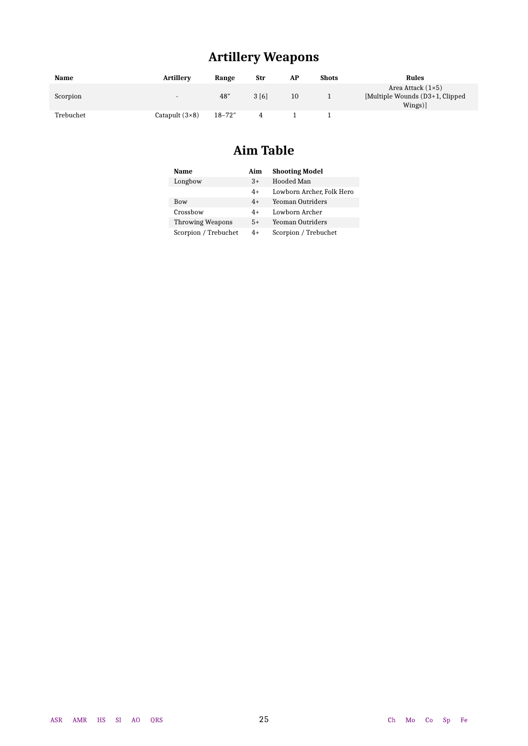## Artillery Weapons

| Name | Artillery | Range | Str | AP | Shots | Rules |
|---|---|---|---|---|---|---|
| Scorpion | - | 48″ | 3 [6] | 10 | 1 | Area Attack (1×5) [Multiple Wounds (D3+1, Clipped Wings)] |
| Trebuchet | Catapult (3×8) | 18–72″ | 4 | 1 | 1 | |

## Aim Table

| Name | Aim | Shooting Model |
|---|---|---|
| Longbow | 3+ | Hooded Man |
| | 4+ | Lowborn Archer, Folk Hero |
| Bow | 4+ | Yeoman Outriders |
| Crossbow | 4+ | Lowborn Archer |
| Throwing Weapons | 5+ | Yeoman Outriders |
| Scorpion / Trebuchet | 4+ | Scorpion / Trebuchet |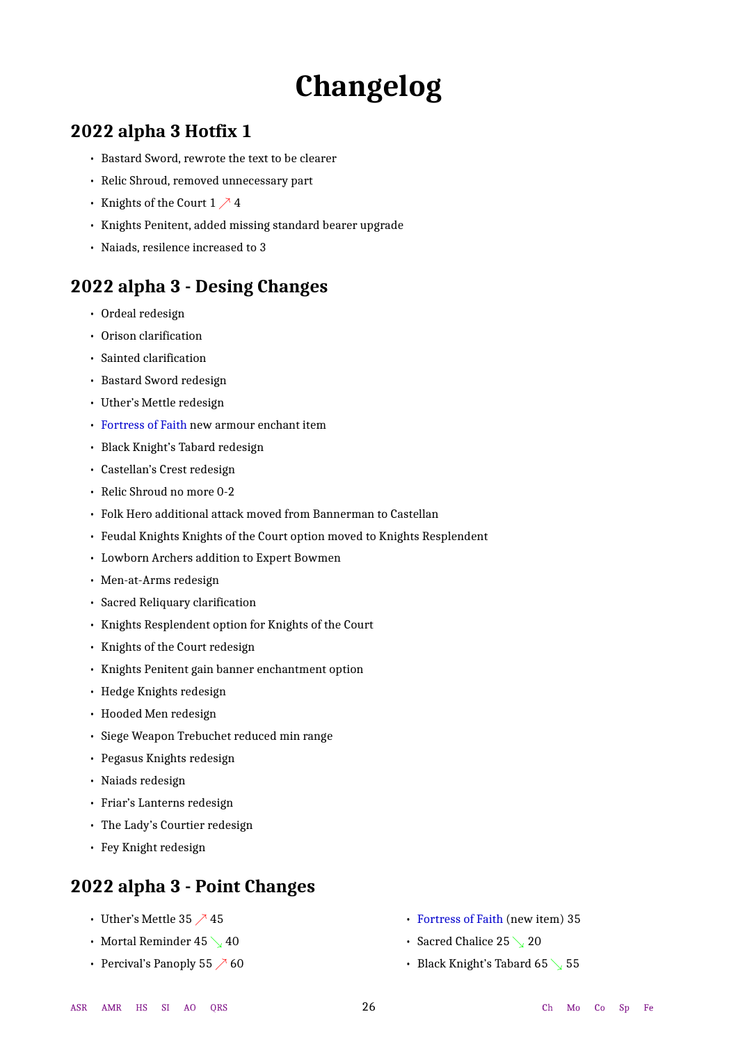# Changelog

## 2022 alpha 3 Hotfix 1

- Bastard Sword, rewrote the text to be clearer
- Relic Shroud, removed unnecessary part
- Knights of the Court 1 ↗ 4
- Knights Penitent, added missing standard bearer upgrade
- Naiads, resilence increased to 3

## 2022 alpha 3 - Desing Changes

- Ordeal redesign
- Orison clarification
- Sainted clarification
- Bastard Sword redesign
- Uther's Mettle redesign
- Fortress of Faith new armour enchant item
- Black Knight's Tabard redesign
- Castellan's Crest redesign
- Relic Shroud no more 0-2
- Folk Hero additional attack moved from Bannerman to Castellan
- Feudal Knights Knights of the Court option moved to Knights Resplendent
- Lowborn Archers addition to Expert Bowmen
- Men-at-Arms redesign
- Sacred Reliquary clarification
- Knights Resplendent option for Knights of the Court
- Knights of the Court redesign
- Knights Penitent gain banner enchantment option
- Hedge Knights redesign
- Hooded Men redesign
- Siege Weapon Trebuchet reduced min range
- Pegasus Knights redesign
- Naiads redesign
- Friar's Lanterns redesign
- The Lady's Courtier redesign
- Fey Knight redesign

## 2022 alpha 3 - Point Changes

- Uther's Mettle 35 ↗ 45
- Mortal Reminder 45 ↘ 40
- Percival's Panoply 55 ↗ 60
- Fortress of Faith (new item) 35
- Sacred Chalice 25 ↘ 20
- Black Knight's Tabard 65 ↘ 55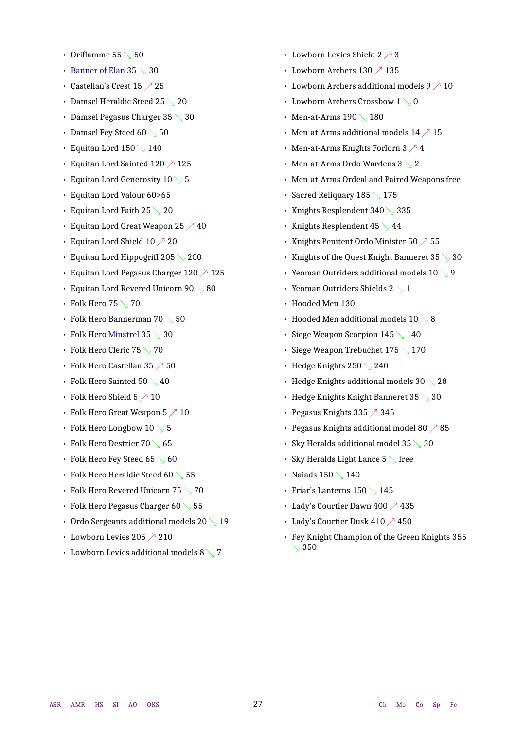- Oriflamme 55 ↘ 50
- Banner of Elan 35 ↘ 30
- Castellan's Crest 15 ↗ 25
- Damsel Heraldic Steed 25 ↘ 20
- Damsel Pegasus Charger 35 ↘ 30
- Damsel Fey Steed 60 ↘ 50
- Equitan Lord 150 ↘ 140
- Equitan Lord Sainted 120 ↗ 125
- Equitan Lord Generosity 10 ↘ 5
- Equitan Lord Valour 60>65
- Equitan Lord Faith 25 ↘ 20
- Equitan Lord Great Weapon 25 ↗ 40
- Equitan Lord Shield 10 ↗ 20
- Equitan Lord Hippogriff 205 ↘ 200
- Equitan Lord Pegasus Charger 120 ↗ 125
- Equitan Lord Revered Unicorn 90 ↘ 80
- Folk Hero 75 ↘ 70
- Folk Hero Bannerman 70 ↘ 50
- Folk Hero Minstrel 35 ↘ 30
- Folk Hero Cleric 75 ↘ 70
- Folk Hero Castellan 35 ↗ 50
- Folk Hero Sainted 50 ↘ 40
- Folk Hero Shield 5 ↗ 10
- Folk Hero Great Weapon 5 ↗ 10
- Folk Hero Longbow 10 ↘ 5
- Folk Hero Destrier 70 ↘ 65
- Folk Hero Fey Steed 65 ↘ 60
- Folk Hero Heraldic Steed 60 ↘ 55
- Folk Hero Revered Unicorn 75 ↘ 70
- Folk Hero Pegasus Charger 60 ↘ 55
- Ordo Sergeants additional models 20 ↘ 19
- Lowborn Levies 205 ↗ 210
- Lowborn Levies additional models 8 ↘ 7
- Lowborn Levies Shield 2 ↗ 3
- Lowborn Archers 130 ↗ 135
- Lowborn Archers additional models 9 ↗ 10
- Lowborn Archers Crossbow 1 ↘ 0
- Men-at-Arms 190 ↘ 180
- Men-at-Arms additional models 14 ↗ 15
- Men-at-Arms Knights Forlorn 3 ↗ 4
- Men-at-Arms Ordo Wardens 3 ↘ 2
- Men-at-Arms Ordeal and Paired Weapons free
- Sacred Reliquary 185 ↘ 175
- Knights Resplendent 340 ↘ 335
- Knights Resplendent 45 ↘ 44
- Knights Penitent Ordo Minister 50 ↗ 55
- Knights of the Quest Knight Banneret 35 ↘ 30
- Yeoman Outriders additional models 10 ↘ 9
- Yeoman Outriders Shields 2 ↘ 1
- Hooded Men 130
- Hooded Men additional models 10 ↘ 8
- Siege Weapon Scorpion 145 ↘ 140
- Siege Weapon Trebuchet 175 ↘ 170
- Hedge Knights 250 ↘ 240
- Hedge Knights additional models 30 ↘ 28
- Hedge Knights Knight Banneret 35 ↘ 30
- Pegasus Knights 335 ↗ 345
- Pegasus Knights additional model 80 ↗ 85
- Sky Heralds additional model 35 ↘ 30
- Sky Heralds Light Lance 5 ↘ free
- Naiads 150 ↘ 140
- Friar's Lanterns 150 ↘ 145
- Lady's Courtier Dawn 400 ↗ 435
- Lady's Courtier Dusk 410 ↗ 450
- Fey Knight Champion of the Green Knights 355 ↘ 350